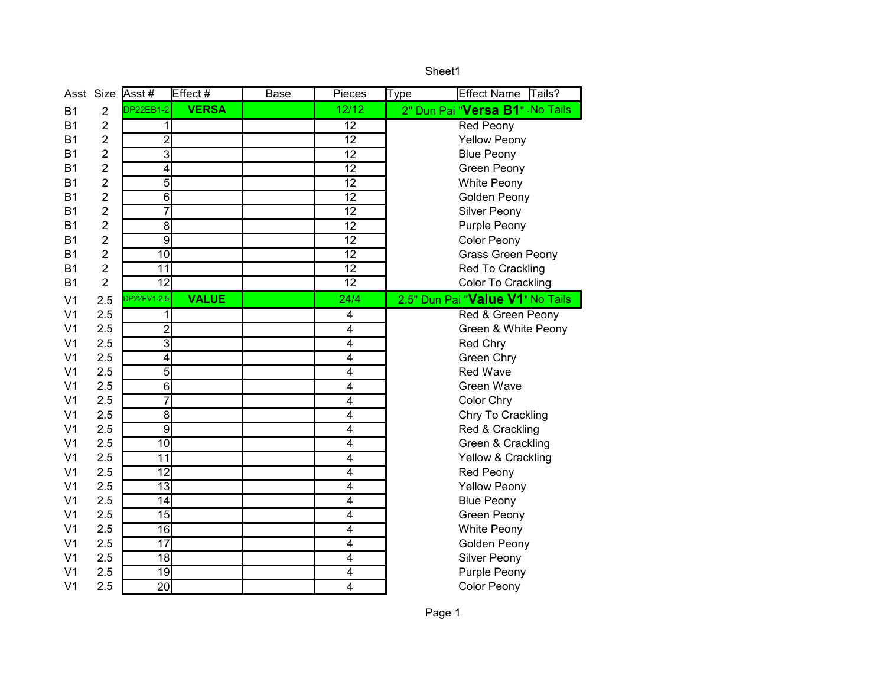Sheet1

| Asst | Size | Asst # | Effect # | Base | Pieces | Type | Effect Name | Tails? |
|---|---|---|---|---|---|---|---|---|
| B1 | 2 | DP22EB1-2 | **VERSA** | | 12/12 | 2" Dun Pai "**Versa B1**" - | | No Tails |
| B1 | 2 | 1 | | | 12 | | Red Peony | |
| B1 | 2 | 2 | | | 12 | | Yellow Peony | |
| B1 | 2 | 3 | | | 12 | | Blue Peony | |
| B1 | 2 | 4 | | | 12 | | Green Peony | |
| B1 | 2 | 5 | | | 12 | | White Peony | |
| B1 | 2 | 6 | | | 12 | | Golden Peony | |
| B1 | 2 | 7 | | | 12 | | Silver Peony | |
| B1 | 2 | 8 | | | 12 | | Purple Peony | |
| B1 | 2 | 9 | | | 12 | | Color Peony | |
| B1 | 2 | 10 | | | 12 | | Grass Green Peony | |
| B1 | 2 | 11 | | | 12 | | Red To Crackling | |
| B1 | 2 | 12 | | | 12 | | Color To Crackling | |
| V1 | 2.5 | DP22EV1-2.5 | **VALUE** | | 24/4 | 2.5" Dun Pai "**Value V1**" | | No Tails |
| V1 | 2.5 | 1 | | | 4 | | Red & Green Peony | |
| V1 | 2.5 | 2 | | | 4 | | Green & White Peony | |
| V1 | 2.5 | 3 | | | 4 | | Red Chry | |
| V1 | 2.5 | 4 | | | 4 | | Green Chry | |
| V1 | 2.5 | 5 | | | 4 | | Red Wave | |
| V1 | 2.5 | 6 | | | 4 | | Green Wave | |
| V1 | 2.5 | 7 | | | 4 | | Color Chry | |
| V1 | 2.5 | 8 | | | 4 | | Chry To Crackling | |
| V1 | 2.5 | 9 | | | 4 | | Red & Crackling | |
| V1 | 2.5 | 10 | | | 4 | | Green & Crackling | |
| V1 | 2.5 | 11 | | | 4 | | Yellow & Crackling | |
| V1 | 2.5 | 12 | | | 4 | | Red Peony | |
| V1 | 2.5 | 13 | | | 4 | | Yellow Peony | |
| V1 | 2.5 | 14 | | | 4 | | Blue Peony | |
| V1 | 2.5 | 15 | | | 4 | | Green Peony | |
| V1 | 2.5 | 16 | | | 4 | | White Peony | |
| V1 | 2.5 | 17 | | | 4 | | Golden Peony | |
| V1 | 2.5 | 18 | | | 4 | | Silver Peony | |
| V1 | 2.5 | 19 | | | 4 | | Purple Peony | |
| V1 | 2.5 | 20 | | | 4 | | Color Peony | |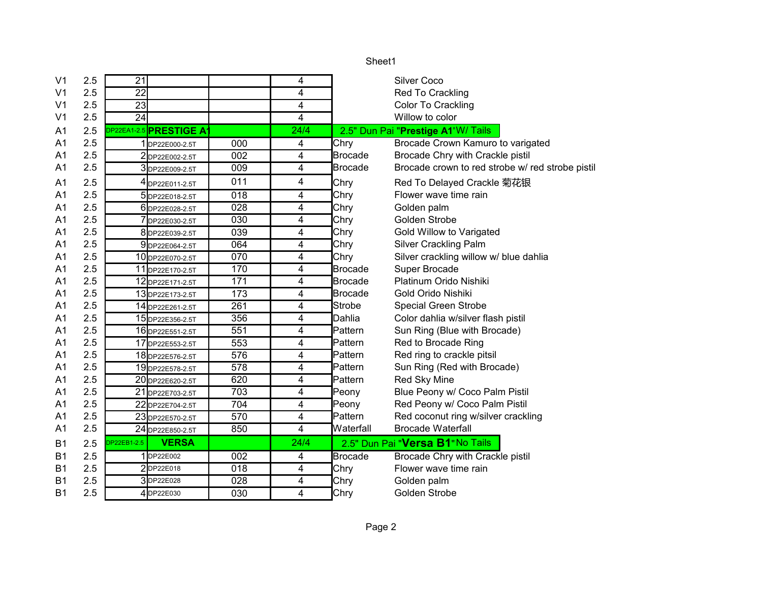Sheet1

| | | | | | | | |
|---|---|---|---|---|---|---|---|
| V1 | 2.5 | 21 | | | 4 | | Silver Coco |
| V1 | 2.5 | 22 | | | 4 | | Red To Crackling |
| V1 | 2.5 | 23 | | | 4 | | Color To Crackling |
| V1 | 2.5 | 24 | | | 4 | | Willow to color |
| A1 | 2.5 | DP22EA1-2.5 | **PRESTIGE A1** | | 24/4 | 2.5" Dun Pai **"Prestige A1"** W/ Tails | |
| A1 | 2.5 | 1 | DP22E000-2.5T | 000 | 4 | Chry | Brocade Crown Kamuro to varigated |
| A1 | 2.5 | 2 | DP22E002-2.5T | 002 | 4 | Brocade | Brocade Chry with Crackle pistil |
| A1 | 2.5 | 3 | DP22E009-2.5T | 009 | 4 | Brocade | Brocade crown to red strobe w/ red strobe pistil |
| A1 | 2.5 | 4 | DP22E011-2.5T | 011 | 4 | Chry | Red To Delayed Crackle 菊花银 |
| A1 | 2.5 | 5 | DP22E018-2.5T | 018 | 4 | Chry | Flower wave time rain |
| A1 | 2.5 | 6 | DP22E028-2.5T | 028 | 4 | Chry | Golden palm |
| A1 | 2.5 | 7 | DP22E030-2.5T | 030 | 4 | Chry | Golden Strobe |
| A1 | 2.5 | 8 | DP22E039-2.5T | 039 | 4 | Chry | Gold Willow to Varigated |
| A1 | 2.5 | 9 | DP22E064-2.5T | 064 | 4 | Chry | Silver Crackling Palm |
| A1 | 2.5 | 10 | DP22E070-2.5T | 070 | 4 | Chry | Silver crackling willow w/ blue dahlia |
| A1 | 2.5 | 11 | DP22E170-2.5T | 170 | 4 | Brocade | Super Brocade |
| A1 | 2.5 | 12 | DP22E171-2.5T | 171 | 4 | Brocade | Platinum Orido Nishiki |
| A1 | 2.5 | 13 | DP22E173-2.5T | 173 | 4 | Brocade | Gold Orido Nishiki |
| A1 | 2.5 | 14 | DP22E261-2.5T | 261 | 4 | Strobe | Special Green Strobe |
| A1 | 2.5 | 15 | DP22E356-2.5T | 356 | 4 | Dahlia | Color dahlia w/silver flash pistil |
| A1 | 2.5 | 16 | DP22E551-2.5T | 551 | 4 | Pattern | Sun Ring (Blue with Brocade) |
| A1 | 2.5 | 17 | DP22E553-2.5T | 553 | 4 | Pattern | Red to Brocade Ring |
| A1 | 2.5 | 18 | DP22E576-2.5T | 576 | 4 | Pattern | Red ring to crackle pitsil |
| A1 | 2.5 | 19 | DP22E578-2.5T | 578 | 4 | Pattern | Sun Ring (Red with Brocade) |
| A1 | 2.5 | 20 | DP22E620-2.5T | 620 | 4 | Pattern | Red Sky Mine |
| A1 | 2.5 | 21 | DP22E703-2.5T | 703 | 4 | Peony | Blue Peony w/ Coco Palm Pistil |
| A1 | 2.5 | 22 | DP22E704-2.5T | 704 | 4 | Peony | Red Peony w/ Coco Palm Pistil |
| A1 | 2.5 | 23 | DP22E570-2.5T | 570 | 4 | Pattern | Red coconut ring w/silver crackling |
| A1 | 2.5 | 24 | DP22E850-2.5T | 850 | 4 | Waterfall | Brocade Waterfall |
| B1 | 2.5 | DP22EB1-2.5 | **VERSA** | | 24/4 | 2.5" Dun Pai **"Versa B1"** No Tails | |
| B1 | 2.5 | 1 | DP22E002 | 002 | 4 | Brocade | Brocade Chry with Crackle pistil |
| B1 | 2.5 | 2 | DP22E018 | 018 | 4 | Chry | Flower wave time rain |
| B1 | 2.5 | 3 | DP22E028 | 028 | 4 | Chry | Golden palm |
| B1 | 2.5 | 4 | DP22E030 | 030 | 4 | Chry | Golden Strobe |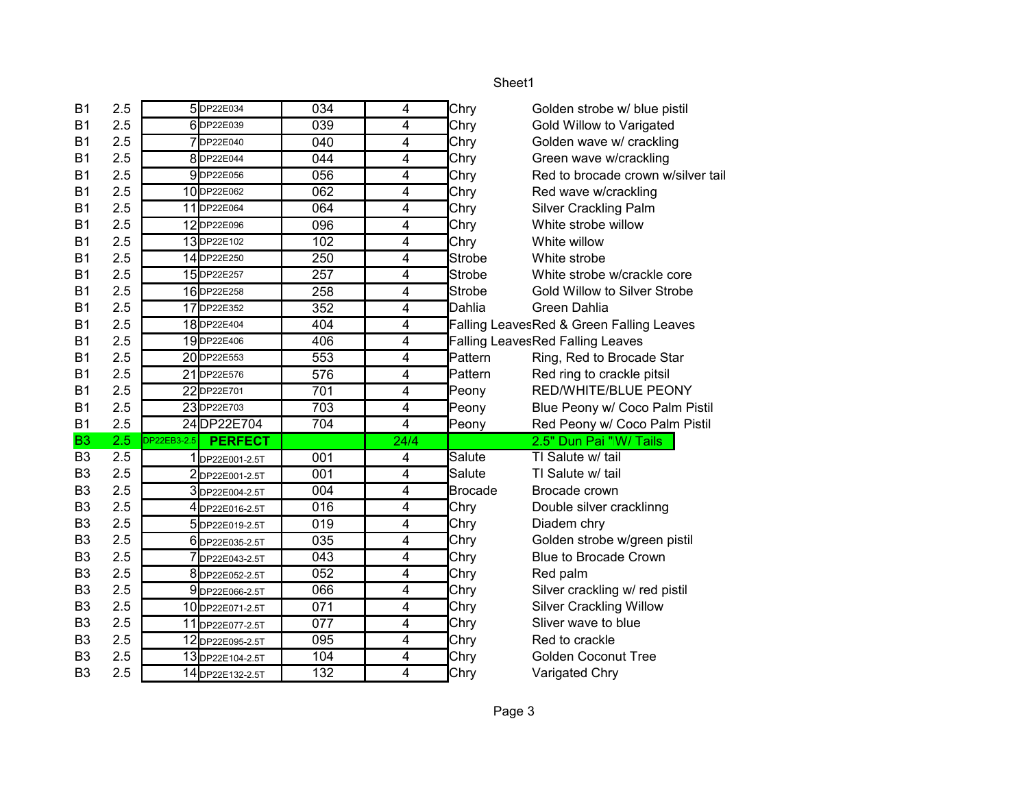| | | | | | | | |
|---|---|---|---|---|---|---|---|
| B1 | 2.5 | 5 | DP22E034 | 034 | 4 | Chry | Golden strobe w/ blue pistil |
| B1 | 2.5 | 6 | DP22E039 | 039 | 4 | Chry | Gold Willow to Varigated |
| B1 | 2.5 | 7 | DP22E040 | 040 | 4 | Chry | Golden wave w/ crackling |
| B1 | 2.5 | 8 | DP22E044 | 044 | 4 | Chry | Green wave w/crackling |
| B1 | 2.5 | 9 | DP22E056 | 056 | 4 | Chry | Red to brocade crown w/silver tail |
| B1 | 2.5 | 10 | DP22E062 | 062 | 4 | Chry | Red wave w/crackling |
| B1 | 2.5 | 11 | DP22E064 | 064 | 4 | Chry | Silver Crackling Palm |
| B1 | 2.5 | 12 | DP22E096 | 096 | 4 | Chry | White strobe willow |
| B1 | 2.5 | 13 | DP22E102 | 102 | 4 | Chry | White willow |
| B1 | 2.5 | 14 | DP22E250 | 250 | 4 | Strobe | White strobe |
| B1 | 2.5 | 15 | DP22E257 | 257 | 4 | Strobe | White strobe w/crackle core |
| B1 | 2.5 | 16 | DP22E258 | 258 | 4 | Strobe | Gold Willow to Silver Strobe |
| B1 | 2.5 | 17 | DP22E352 | 352 | 4 | Dahlia | Green Dahlia |
| B1 | 2.5 | 18 | DP22E404 | 404 | 4 | Falling Leaves | Red & Green Falling Leaves |
| B1 | 2.5 | 19 | DP22E406 | 406 | 4 | Falling Leaves | Red Falling Leaves |
| B1 | 2.5 | 20 | DP22E553 | 553 | 4 | Pattern | Ring, Red to Brocade Star |
| B1 | 2.5 | 21 | DP22E576 | 576 | 4 | Pattern | Red ring to crackle pitsil |
| B1 | 2.5 | 22 | DP22E701 | 701 | 4 | Peony | RED/WHITE/BLUE PEONY |
| B1 | 2.5 | 23 | DP22E703 | 703 | 4 | Peony | Blue Peony w/ Coco Palm Pistil |
| B1 | 2.5 | 24 | DP22E704 | 704 | 4 | Peony | Red Peony w/ Coco Palm Pistil |
| B3 | 2.5 | DP22EB3-2.5 | **PERFECT** | | 24/4 | | 2.5" Dun Pai "W/ Tails |
| B3 | 2.5 | 1 | DP22E001-2.5T | 001 | 4 | Salute | TI Salute w/ tail |
| B3 | 2.5 | 2 | DP22E001-2.5T | 001 | 4 | Salute | TI Salute w/ tail |
| B3 | 2.5 | 3 | DP22E004-2.5T | 004 | 4 | Brocade | Brocade crown |
| B3 | 2.5 | 4 | DP22E016-2.5T | 016 | 4 | Chry | Double silver cracklinng |
| B3 | 2.5 | 5 | DP22E019-2.5T | 019 | 4 | Chry | Diadem chry |
| B3 | 2.5 | 6 | DP22E035-2.5T | 035 | 4 | Chry | Golden strobe w/green pistil |
| B3 | 2.5 | 7 | DP22E043-2.5T | 043 | 4 | Chry | Blue to Brocade Crown |
| B3 | 2.5 | 8 | DP22E052-2.5T | 052 | 4 | Chry | Red palm |
| B3 | 2.5 | 9 | DP22E066-2.5T | 066 | 4 | Chry | Silver crackling w/ red pistil |
| B3 | 2.5 | 10 | DP22E071-2.5T | 071 | 4 | Chry | Silver Crackling Willow |
| B3 | 2.5 | 11 | DP22E077-2.5T | 077 | 4 | Chry | Sliver wave to blue |
| B3 | 2.5 | 12 | DP22E095-2.5T | 095 | 4 | Chry | Red to crackle |
| B3 | 2.5 | 13 | DP22E104-2.5T | 104 | 4 | Chry | Golden Coconut Tree |
| B3 | 2.5 | 14 | DP22E132-2.5T | 132 | 4 | Chry | Varigated Chry |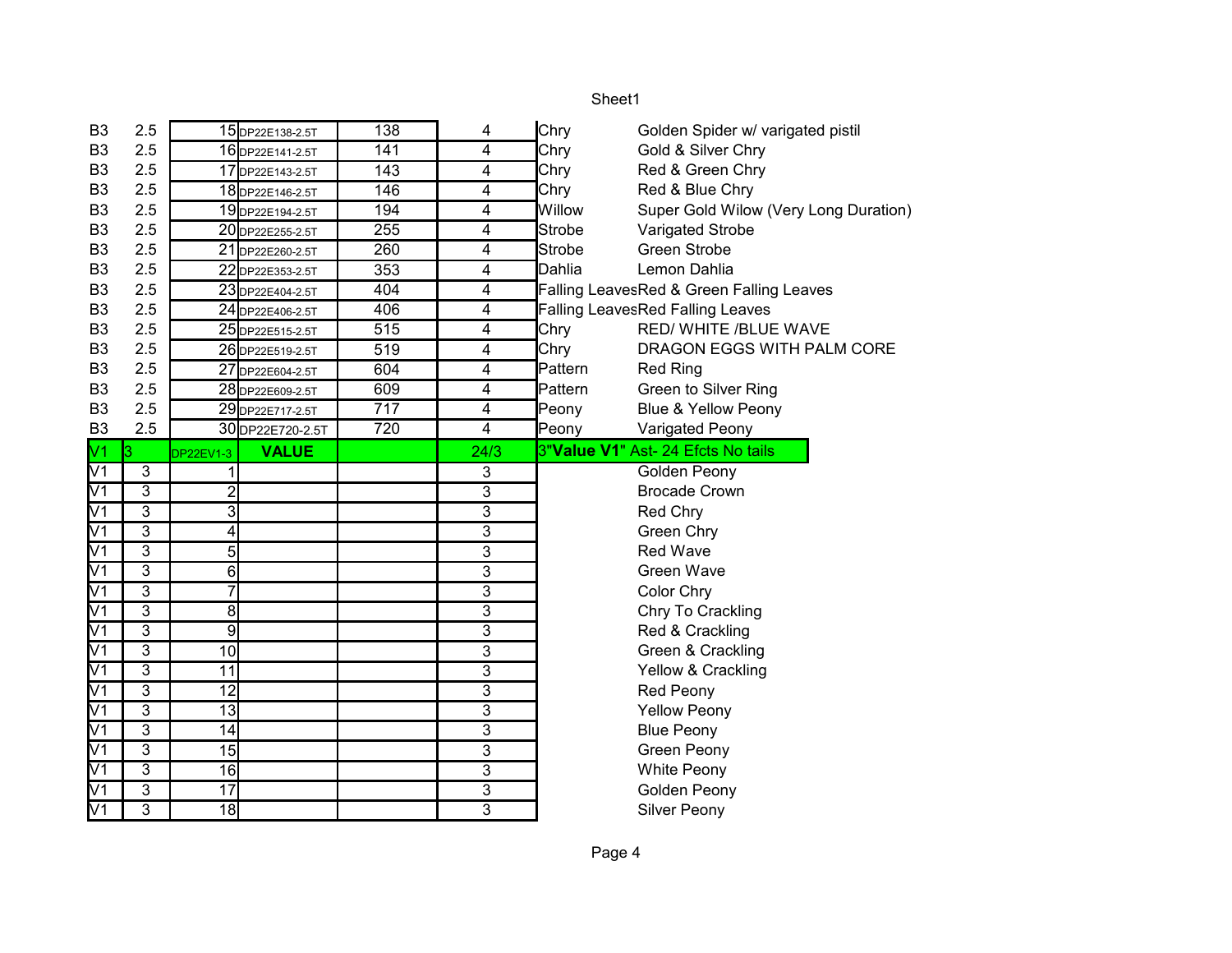| | | | | | | | |
|---|---|---|---|---|---|---|---|
| B3 | 2.5 | 15 | DP22E138-2.5T | 138 | 4 | Chry | Golden Spider w/ varigated pistil |
| B3 | 2.5 | 16 | DP22E141-2.5T | 141 | 4 | Chry | Gold & Silver Chry |
| B3 | 2.5 | 17 | DP22E143-2.5T | 143 | 4 | Chry | Red & Green Chry |
| B3 | 2.5 | 18 | DP22E146-2.5T | 146 | 4 | Chry | Red & Blue Chry |
| B3 | 2.5 | 19 | DP22E194-2.5T | 194 | 4 | Willow | Super Gold Wilow (Very Long Duration) |
| B3 | 2.5 | 20 | DP22E255-2.5T | 255 | 4 | Strobe | Varigated Strobe |
| B3 | 2.5 | 21 | DP22E260-2.5T | 260 | 4 | Strobe | Green Strobe |
| B3 | 2.5 | 22 | DP22E353-2.5T | 353 | 4 | Dahlia | Lemon Dahlia |
| B3 | 2.5 | 23 | DP22E404-2.5T | 404 | 4 | Falling Leaves | Red & Green Falling Leaves |
| B3 | 2.5 | 24 | DP22E406-2.5T | 406 | 4 | Falling Leaves | Red Falling Leaves |
| B3 | 2.5 | 25 | DP22E515-2.5T | 515 | 4 | Chry | RED/ WHITE /BLUE WAVE |
| B3 | 2.5 | 26 | DP22E519-2.5T | 519 | 4 | Chry | DRAGON EGGS WITH PALM CORE |
| B3 | 2.5 | 27 | DP22E604-2.5T | 604 | 4 | Pattern | Red Ring |
| B3 | 2.5 | 28 | DP22E609-2.5T | 609 | 4 | Pattern | Green to Silver Ring |
| B3 | 2.5 | 29 | DP22E717-2.5T | 717 | 4 | Peony | Blue & Yellow Peony |
| B3 | 2.5 | 30 | DP22E720-2.5T | 720 | 4 | Peony | Varigated Peony |
| V1 | 3 | DP22EV1-3 | **VALUE** | | 24/3 | 3"**Value V1**" Ast- 24 Efcts No tails | |
| V1 | 3 | 1 | | | 3 | | Golden Peony |
| V1 | 3 | 2 | | | 3 | | Brocade Crown |
| V1 | 3 | 3 | | | 3 | | Red Chry |
| V1 | 3 | 4 | | | 3 | | Green Chry |
| V1 | 3 | 5 | | | 3 | | Red Wave |
| V1 | 3 | 6 | | | 3 | | Green Wave |
| V1 | 3 | 7 | | | 3 | | Color Chry |
| V1 | 3 | 8 | | | 3 | | Chry To Crackling |
| V1 | 3 | 9 | | | 3 | | Red & Crackling |
| V1 | 3 | 10 | | | 3 | | Green & Crackling |
| V1 | 3 | 11 | | | 3 | | Yellow & Crackling |
| V1 | 3 | 12 | | | 3 | | Red Peony |
| V1 | 3 | 13 | | | 3 | | Yellow Peony |
| V1 | 3 | 14 | | | 3 | | Blue Peony |
| V1 | 3 | 15 | | | 3 | | Green Peony |
| V1 | 3 | 16 | | | 3 | | White Peony |
| V1 | 3 | 17 | | | 3 | | Golden Peony |
| V1 | 3 | 18 | | | 3 | | Silver Peony |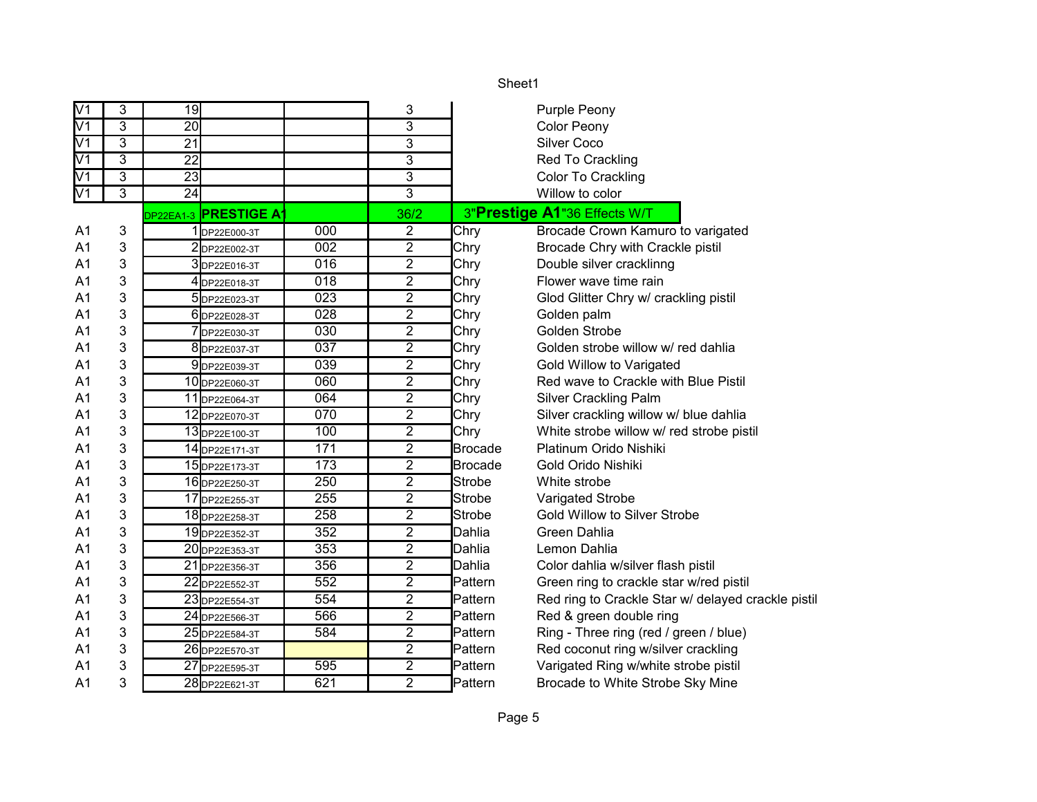Sheet1

| | | | | | | | |
|---|---|---|---|---|---|---|---|
| V1 | 3 | 19 | | | 3 | | Purple Peony |
| V1 | 3 | 20 | | | 3 | | Color Peony |
| V1 | 3 | 21 | | | 3 | | Silver Coco |
| V1 | 3 | 22 | | | 3 | | Red To Crackling |
| V1 | 3 | 23 | | | 3 | | Color To Crackling |
| V1 | 3 | 24 | | | 3 | | Willow to color |
| | | DP22EA1-3 | **PRESTIGE A1** | | 36/2 | 3"**Prestige A1**"36 Effects W/T | |
| A1 | 3 | 1 | DP22E000-3T | 000 | 2 | Chry | Brocade Crown Kamuro to varigated |
| A1 | 3 | 2 | DP22E002-3T | 002 | 2 | Chry | Brocade Chry with Crackle pistil |
| A1 | 3 | 3 | DP22E016-3T | 016 | 2 | Chry | Double silver cracklinng |
| A1 | 3 | 4 | DP22E018-3T | 018 | 2 | Chry | Flower wave time rain |
| A1 | 3 | 5 | DP22E023-3T | 023 | 2 | Chry | Glod Glitter Chry w/ crackling pistil |
| A1 | 3 | 6 | DP22E028-3T | 028 | 2 | Chry | Golden palm |
| A1 | 3 | 7 | DP22E030-3T | 030 | 2 | Chry | Golden Strobe |
| A1 | 3 | 8 | DP22E037-3T | 037 | 2 | Chry | Golden strobe willow w/ red dahlia |
| A1 | 3 | 9 | DP22E039-3T | 039 | 2 | Chry | Gold Willow to Varigated |
| A1 | 3 | 10 | DP22E060-3T | 060 | 2 | Chry | Red wave to Crackle with Blue Pistil |
| A1 | 3 | 11 | DP22E064-3T | 064 | 2 | Chry | Silver Crackling Palm |
| A1 | 3 | 12 | DP22E070-3T | 070 | 2 | Chry | Silver crackling willow w/ blue dahlia |
| A1 | 3 | 13 | DP22E100-3T | 100 | 2 | Chry | White strobe willow w/ red strobe pistil |
| A1 | 3 | 14 | DP22E171-3T | 171 | 2 | Brocade | Platinum Orido Nishiki |
| A1 | 3 | 15 | DP22E173-3T | 173 | 2 | Brocade | Gold Orido Nishiki |
| A1 | 3 | 16 | DP22E250-3T | 250 | 2 | Strobe | White strobe |
| A1 | 3 | 17 | DP22E255-3T | 255 | 2 | Strobe | Varigated Strobe |
| A1 | 3 | 18 | DP22E258-3T | 258 | 2 | Strobe | Gold Willow to Silver Strobe |
| A1 | 3 | 19 | DP22E352-3T | 352 | 2 | Dahlia | Green Dahlia |
| A1 | 3 | 20 | DP22E353-3T | 353 | 2 | Dahlia | Lemon Dahlia |
| A1 | 3 | 21 | DP22E356-3T | 356 | 2 | Dahlia | Color dahlia w/silver flash pistil |
| A1 | 3 | 22 | DP22E552-3T | 552 | 2 | Pattern | Green ring to crackle star w/red pistil |
| A1 | 3 | 23 | DP22E554-3T | 554 | 2 | Pattern | Red ring to Crackle Star w/ delayed crackle pistil |
| A1 | 3 | 24 | DP22E566-3T | 566 | 2 | Pattern | Red & green double ring |
| A1 | 3 | 25 | DP22E584-3T | 584 | 2 | Pattern | Ring - Three ring (red / green / blue) |
| A1 | 3 | 26 | DP22E570-3T | | 2 | Pattern | Red coconut ring w/silver crackling |
| A1 | 3 | 27 | DP22E595-3T | 595 | 2 | Pattern | Varigated Ring w/white strobe pistil |
| A1 | 3 | 28 | DP22E621-3T | 621 | 2 | Pattern | Brocade to White Strobe Sky Mine |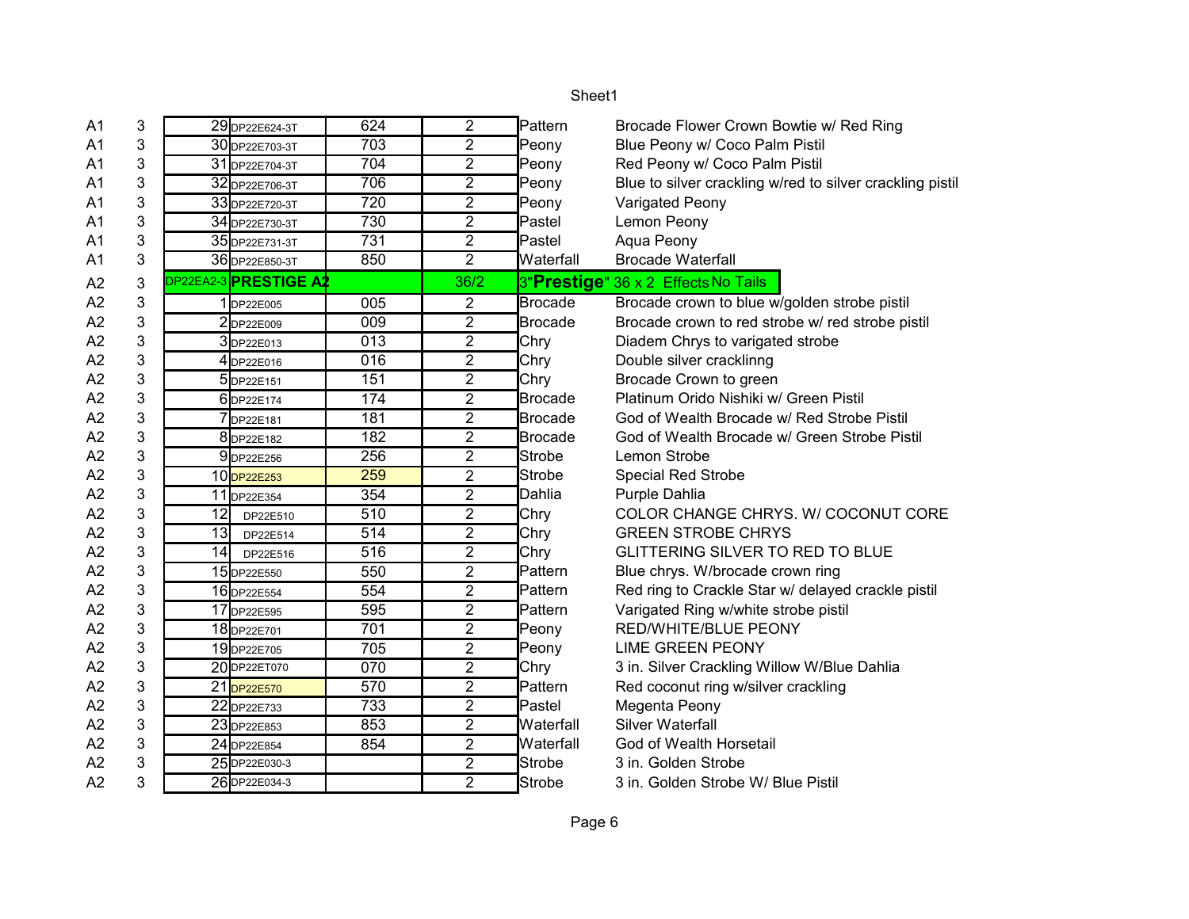Sheet1

| | | | | | | | |
|---|---|---|---|---|---|---|---|
| A1 | 3 | 29 | DP22E624-3T | 624 | 2 | Pattern | Brocade Flower Crown Bowtie w/ Red Ring |
| A1 | 3 | 30 | DP22E703-3T | 703 | 2 | Peony | Blue Peony w/ Coco Palm Pistil |
| A1 | 3 | 31 | DP22E704-3T | 704 | 2 | Peony | Red Peony w/ Coco Palm Pistil |
| A1 | 3 | 32 | DP22E706-3T | 706 | 2 | Peony | Blue to silver crackling w/red to silver crackling pistil |
| A1 | 3 | 33 | DP22E720-3T | 720 | 2 | Peony | Varigated Peony |
| A1 | 3 | 34 | DP22E730-3T | 730 | 2 | Pastel | Lemon Peony |
| A1 | 3 | 35 | DP22E731-3T | 731 | 2 | Pastel | Aqua Peony |
| A1 | 3 | 36 | DP22E850-3T | 850 | 2 | Waterfall | Brocade Waterfall |
| A2 | 3 | DP22EA2-3 | **PRESTIGE A2** | | 36/2 | 3"**Prestige**" 36 x 2 Effects | No Tails |
| A2 | 3 | 1 | DP22E005 | 005 | 2 | Brocade | Brocade crown to blue w/golden strobe pistil |
| A2 | 3 | 2 | DP22E009 | 009 | 2 | Brocade | Brocade crown to red strobe w/ red strobe pistil |
| A2 | 3 | 3 | DP22E013 | 013 | 2 | Chry | Diadem Chrys to varigated strobe |
| A2 | 3 | 4 | DP22E016 | 016 | 2 | Chry | Double silver cracklinng |
| A2 | 3 | 5 | DP22E151 | 151 | 2 | Chry | Brocade Crown to green |
| A2 | 3 | 6 | DP22E174 | 174 | 2 | Brocade | Platinum Orido Nishiki w/ Green Pistil |
| A2 | 3 | 7 | DP22E181 | 181 | 2 | Brocade | God of Wealth Brocade w/ Red Strobe Pistil |
| A2 | 3 | 8 | DP22E182 | 182 | 2 | Brocade | God of Wealth Brocade w/ Green Strobe Pistil |
| A2 | 3 | 9 | DP22E256 | 256 | 2 | Strobe | Lemon Strobe |
| A2 | 3 | 10 | DP22E253 | 259 | 2 | Strobe | Special Red Strobe |
| A2 | 3 | 11 | DP22E354 | 354 | 2 | Dahlia | Purple Dahlia |
| A2 | 3 | 12 | DP22E510 | 510 | 2 | Chry | COLOR CHANGE CHRYS. W/ COCONUT CORE |
| A2 | 3 | 13 | DP22E514 | 514 | 2 | Chry | GREEN STROBE CHRYS |
| A2 | 3 | 14 | DP22E516 | 516 | 2 | Chry | GLITTERING SILVER TO RED TO BLUE |
| A2 | 3 | 15 | DP22E550 | 550 | 2 | Pattern | Blue chrys. W/brocade crown ring |
| A2 | 3 | 16 | DP22E554 | 554 | 2 | Pattern | Red ring to Crackle Star w/ delayed crackle pistil |
| A2 | 3 | 17 | DP22E595 | 595 | 2 | Pattern | Varigated Ring w/white strobe pistil |
| A2 | 3 | 18 | DP22E701 | 701 | 2 | Peony | RED/WHITE/BLUE PEONY |
| A2 | 3 | 19 | DP22E705 | 705 | 2 | Peony | LIME GREEN PEONY |
| A2 | 3 | 20 | DP22ET070 | 070 | 2 | Chry | 3 in. Silver Crackling Willow W/Blue Dahlia |
| A2 | 3 | 21 | DP22E570 | 570 | 2 | Pattern | Red coconut ring w/silver crackling |
| A2 | 3 | 22 | DP22E733 | 733 | 2 | Pastel | Megenta Peony |
| A2 | 3 | 23 | DP22E853 | 853 | 2 | Waterfall | Silver Waterfall |
| A2 | 3 | 24 | DP22E854 | 854 | 2 | Waterfall | God of Wealth Horsetail |
| A2 | 3 | 25 | DP22E030-3 | | 2 | Strobe | 3 in. Golden Strobe |
| A2 | 3 | 26 | DP22E034-3 | | 2 | Strobe | 3 in. Golden Strobe W/ Blue Pistil |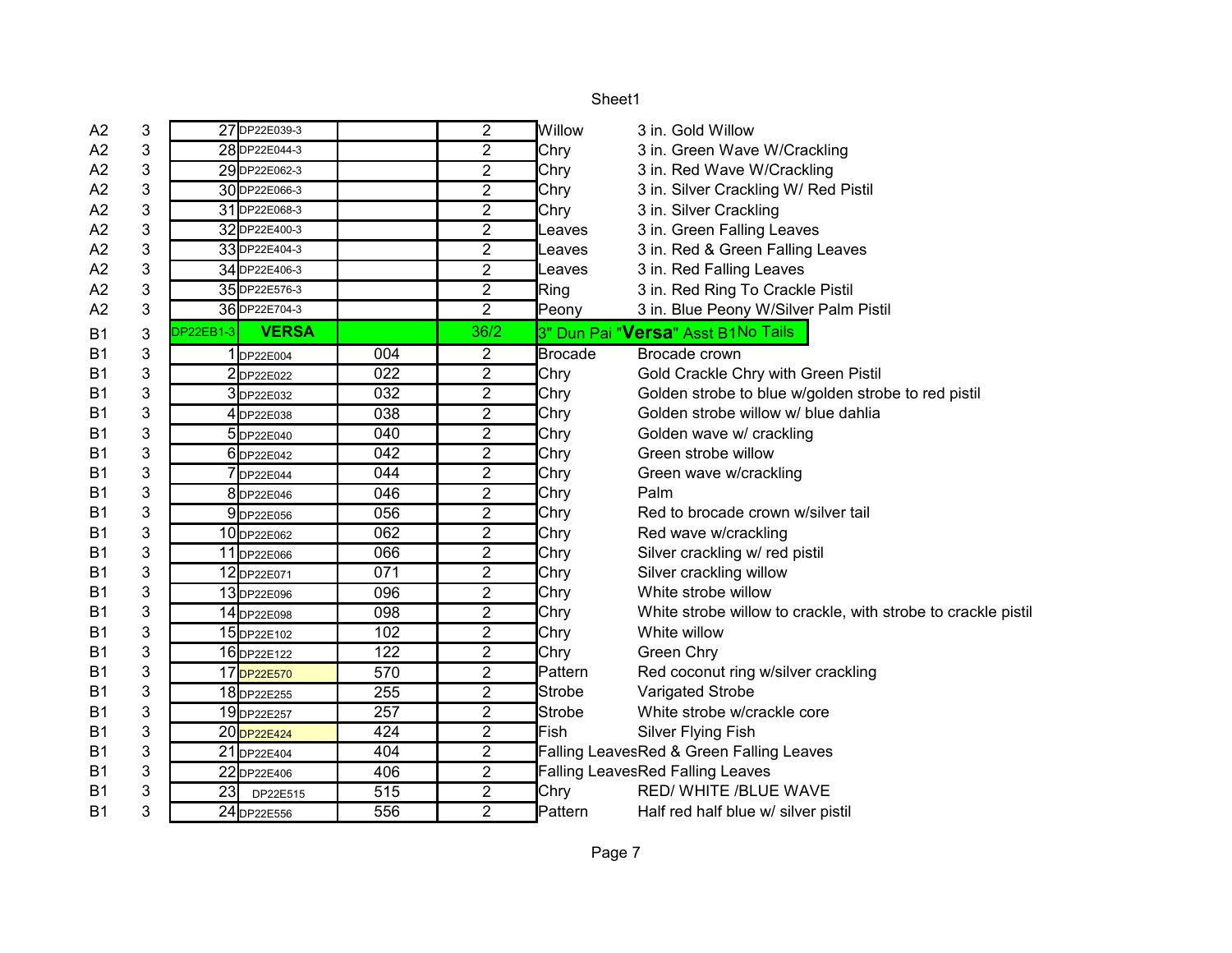| | | | | | | | |
|---|---|---|---|---|---|---|---|
| A2 | 3 | 27 | DP22E039-3 | | 2 | Willow | 3 in. Gold Willow |
| A2 | 3 | 28 | DP22E044-3 | | 2 | Chry | 3 in. Green Wave W/Crackling |
| A2 | 3 | 29 | DP22E062-3 | | 2 | Chry | 3 in. Red Wave W/Crackling |
| A2 | 3 | 30 | DP22E066-3 | | 2 | Chry | 3 in. Silver Crackling W/ Red Pistil |
| A2 | 3 | 31 | DP22E068-3 | | 2 | Chry | 3 in. Silver Crackling |
| A2 | 3 | 32 | DP22E400-3 | | 2 | Leaves | 3 in. Green Falling Leaves |
| A2 | 3 | 33 | DP22E404-3 | | 2 | Leaves | 3 in. Red & Green Falling Leaves |
| A2 | 3 | 34 | DP22E406-3 | | 2 | Leaves | 3 in. Red Falling Leaves |
| A2 | 3 | 35 | DP22E576-3 | | 2 | Ring | 3 in. Red Ring To Crackle Pistil |
| A2 | 3 | 36 | DP22E704-3 | | 2 | Peony | 3 in. Blue Peony W/Silver Palm Pistil |
| B1 | 3 | DP22EB1-3 | **VERSA** | | 36/2 | 3" Dun Pai "**Versa**" Asst B1 No Tails | |
| B1 | 3 | 1 | DP22E004 | 004 | 2 | Brocade | Brocade crown |
| B1 | 3 | 2 | DP22E022 | 022 | 2 | Chry | Gold Crackle Chry with Green Pistil |
| B1 | 3 | 3 | DP22E032 | 032 | 2 | Chry | Golden strobe to blue w/golden strobe to red pistil |
| B1 | 3 | 4 | DP22E038 | 038 | 2 | Chry | Golden strobe willow w/ blue dahlia |
| B1 | 3 | 5 | DP22E040 | 040 | 2 | Chry | Golden wave w/ crackling |
| B1 | 3 | 6 | DP22E042 | 042 | 2 | Chry | Green strobe willow |
| B1 | 3 | 7 | DP22E044 | 044 | 2 | Chry | Green wave w/crackling |
| B1 | 3 | 8 | DP22E046 | 046 | 2 | Chry | Palm |
| B1 | 3 | 9 | DP22E056 | 056 | 2 | Chry | Red to brocade crown w/silver tail |
| B1 | 3 | 10 | DP22E062 | 062 | 2 | Chry | Red wave w/crackling |
| B1 | 3 | 11 | DP22E066 | 066 | 2 | Chry | Silver crackling w/ red pistil |
| B1 | 3 | 12 | DP22E071 | 071 | 2 | Chry | Silver crackling willow |
| B1 | 3 | 13 | DP22E096 | 096 | 2 | Chry | White strobe willow |
| B1 | 3 | 14 | DP22E098 | 098 | 2 | Chry | White strobe willow to crackle, with strobe to crackle pistil |
| B1 | 3 | 15 | DP22E102 | 102 | 2 | Chry | White willow |
| B1 | 3 | 16 | DP22E122 | 122 | 2 | Chry | Green Chry |
| B1 | 3 | 17 | DP22E570 | 570 | 2 | Pattern | Red coconut ring w/silver crackling |
| B1 | 3 | 18 | DP22E255 | 255 | 2 | Strobe | Varigated Strobe |
| B1 | 3 | 19 | DP22E257 | 257 | 2 | Strobe | White strobe w/crackle core |
| B1 | 3 | 20 | DP22E424 | 424 | 2 | Fish | Silver Flying Fish |
| B1 | 3 | 21 | DP22E404 | 404 | 2 | Falling Leaves | Red & Green Falling Leaves |
| B1 | 3 | 22 | DP22E406 | 406 | 2 | Falling Leaves | Red Falling Leaves |
| B1 | 3 | 23 | DP22E515 | 515 | 2 | Chry | RED/ WHITE /BLUE WAVE |
| B1 | 3 | 24 | DP22E556 | 556 | 2 | Pattern | Half red half blue w/ silver pistil |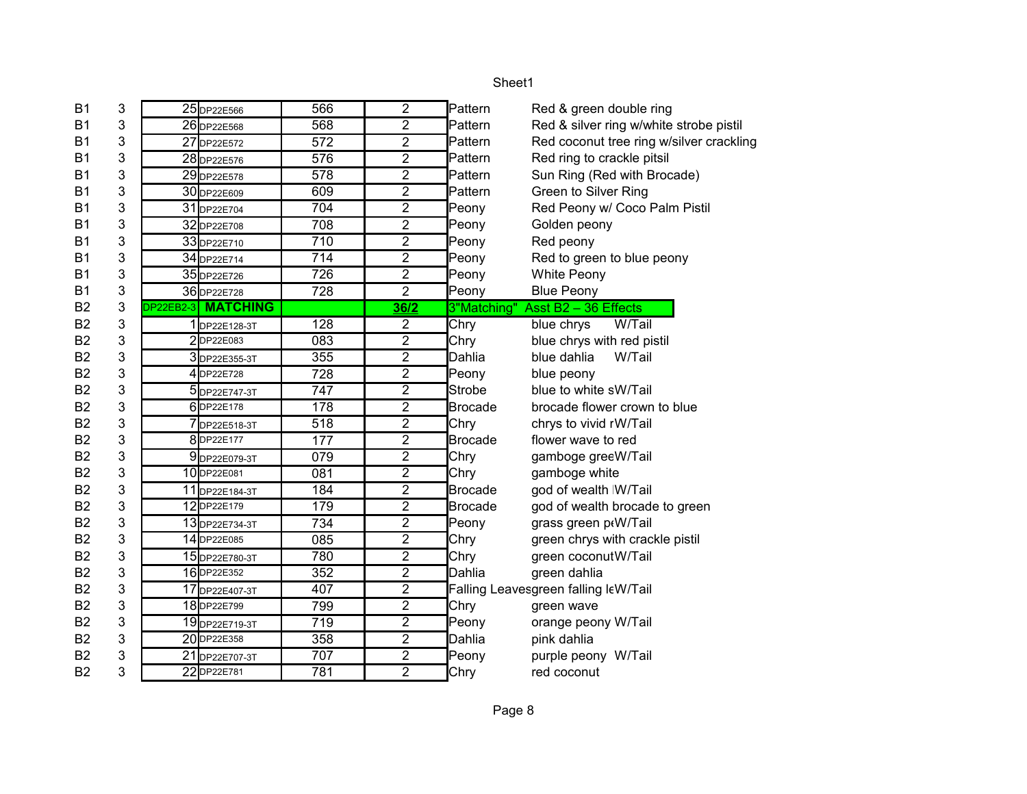| | | | | | | | |
|---|---|---|---|---|---|---|---|
| B1 | 3 | 25 | DP22E566 | 566 | 2 | Pattern | Red & green double ring |
| B1 | 3 | 26 | DP22E568 | 568 | 2 | Pattern | Red & silver ring w/white strobe pistil |
| B1 | 3 | 27 | DP22E572 | 572 | 2 | Pattern | Red coconut tree ring w/silver crackling |
| B1 | 3 | 28 | DP22E576 | 576 | 2 | Pattern | Red ring to crackle pitsil |
| B1 | 3 | 29 | DP22E578 | 578 | 2 | Pattern | Sun Ring (Red with Brocade) |
| B1 | 3 | 30 | DP22E609 | 609 | 2 | Pattern | Green to Silver Ring |
| B1 | 3 | 31 | DP22E704 | 704 | 2 | Peony | Red Peony w/ Coco Palm Pistil |
| B1 | 3 | 32 | DP22E708 | 708 | 2 | Peony | Golden peony |
| B1 | 3 | 33 | DP22E710 | 710 | 2 | Peony | Red peony |
| B1 | 3 | 34 | DP22E714 | 714 | 2 | Peony | Red to green to blue peony |
| B1 | 3 | 35 | DP22E726 | 726 | 2 | Peony | White Peony |
| B1 | 3 | 36 | DP22E728 | 728 | 2 | Peony | Blue Peony |
| B2 | 3 | DP22EB2-3 | **MATCHING** | | **36/2** | 3"Matching" | Asst B2 – 36 Effects |
| B2 | 3 | 1 | DP22E128-3T | 128 | 2 | Chry | blue chrys W/Tail |
| B2 | 3 | 2 | DP22E083 | 083 | 2 | Chry | blue chrys with red pistil |
| B2 | 3 | 3 | DP22E355-3T | 355 | 2 | Dahlia | blue dahlia W/Tail |
| B2 | 3 | 4 | DP22E728 | 728 | 2 | Peony | blue peony |
| B2 | 3 | 5 | DP22E747-3T | 747 | 2 | Strobe | blue to white sW/Tail |
| B2 | 3 | 6 | DP22E178 | 178 | 2 | Brocade | brocade flower crown to blue |
| B2 | 3 | 7 | DP22E518-3T | 518 | 2 | Chry | chrys to vivid rW/Tail |
| B2 | 3 | 8 | DP22E177 | 177 | 2 | Brocade | flower wave to red |
| B2 | 3 | 9 | DP22E079-3T | 079 | 2 | Chry | gamboge greeW/Tail |
| B2 | 3 | 10 | DP22E081 | 081 | 2 | Chry | gamboge white |
| B2 | 3 | 11 | DP22E184-3T | 184 | 2 | Brocade | god of wealth W/Tail |
| B2 | 3 | 12 | DP22E179 | 179 | 2 | Brocade | god of wealth brocade to green |
| B2 | 3 | 13 | DP22E734-3T | 734 | 2 | Peony | grass green peW/Tail |
| B2 | 3 | 14 | DP22E085 | 085 | 2 | Chry | green chrys with crackle pistil |
| B2 | 3 | 15 | DP22E780-3T | 780 | 2 | Chry | green coconutW/Tail |
| B2 | 3 | 16 | DP22E352 | 352 | 2 | Dahlia | green dahlia |
| B2 | 3 | 17 | DP22E407-3T | 407 | 2 | Falling Leaves | green falling leW/Tail |
| B2 | 3 | 18 | DP22E799 | 799 | 2 | Chry | green wave |
| B2 | 3 | 19 | DP22E719-3T | 719 | 2 | Peony | orange peony W/Tail |
| B2 | 3 | 20 | DP22E358 | 358 | 2 | Dahlia | pink dahlia |
| B2 | 3 | 21 | DP22E707-3T | 707 | 2 | Peony | purple peony W/Tail |
| B2 | 3 | 22 | DP22E781 | 781 | 2 | Chry | red coconut |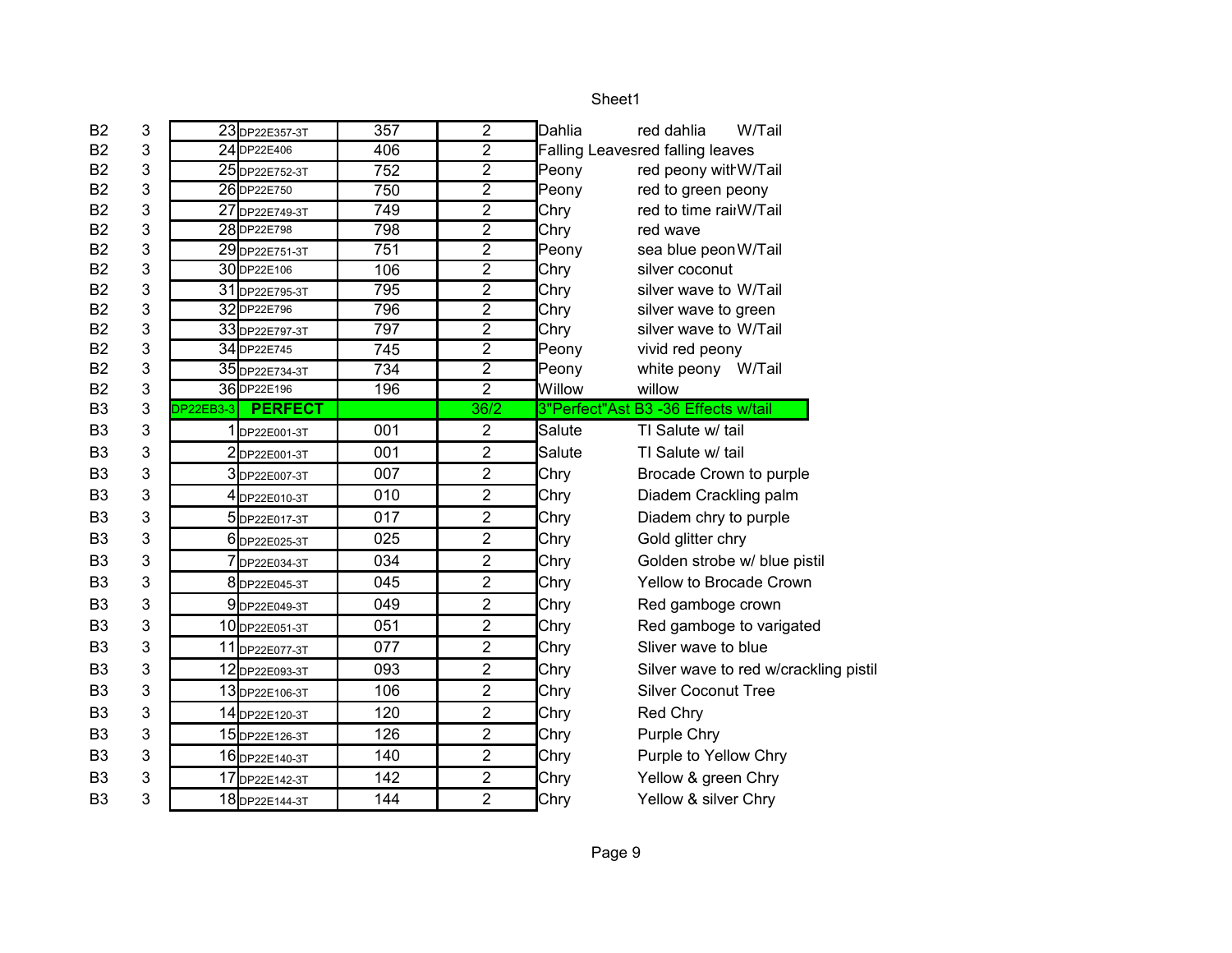| | | | | | | | | |
|---|---|---|---|---|---|---|---|---|
| B2 | 3 | 23 | DP22E357-3T | 357 | 2 | Dahlia | red dahlia | W/Tail |
| B2 | 3 | 24 | DP22E406 | 406 | 2 | Falling Leaves | red falling leaves | |
| B2 | 3 | 25 | DP22E752-3T | 752 | 2 | Peony | red peony witl | W/Tail |
| B2 | 3 | 26 | DP22E750 | 750 | 2 | Peony | red to green peony | |
| B2 | 3 | 27 | DP22E749-3T | 749 | 2 | Chry | red to time rai | W/Tail |
| B2 | 3 | 28 | DP22E798 | 798 | 2 | Chry | red wave | |
| B2 | 3 | 29 | DP22E751-3T | 751 | 2 | Peony | sea blue peon | W/Tail |
| B2 | 3 | 30 | DP22E106 | 106 | 2 | Chry | silver coconut | |
| B2 | 3 | 31 | DP22E795-3T | 795 | 2 | Chry | silver wave to | W/Tail |
| B2 | 3 | 32 | DP22E796 | 796 | 2 | Chry | silver wave to green | |
| B2 | 3 | 33 | DP22E797-3T | 797 | 2 | Chry | silver wave to | W/Tail |
| B2 | 3 | 34 | DP22E745 | 745 | 2 | Peony | vivid red peony | |
| B2 | 3 | 35 | DP22E734-3T | 734 | 2 | Peony | white peony | W/Tail |
| B2 | 3 | 36 | DP22E196 | 196 | 2 | Willow | willow | |
| B3 | 3 | DP22EB3-3 | **PERFECT** | | 36/2 | 3"Perfect"Ast B3 -36 Effects w/tail | | |
| B3 | 3 | 1 | DP22E001-3T | 001 | 2 | Salute | TI Salute w/ tail | |
| B3 | 3 | 2 | DP22E001-3T | 001 | 2 | Salute | TI Salute w/ tail | |
| B3 | 3 | 3 | DP22E007-3T | 007 | 2 | Chry | Brocade Crown to purple | |
| B3 | 3 | 4 | DP22E010-3T | 010 | 2 | Chry | Diadem Crackling palm | |
| B3 | 3 | 5 | DP22E017-3T | 017 | 2 | Chry | Diadem chry to purple | |
| B3 | 3 | 6 | DP22E025-3T | 025 | 2 | Chry | Gold glitter chry | |
| B3 | 3 | 7 | DP22E034-3T | 034 | 2 | Chry | Golden strobe w/ blue pistil | |
| B3 | 3 | 8 | DP22E045-3T | 045 | 2 | Chry | Yellow to Brocade Crown | |
| B3 | 3 | 9 | DP22E049-3T | 049 | 2 | Chry | Red gamboge crown | |
| B3 | 3 | 10 | DP22E051-3T | 051 | 2 | Chry | Red gamboge to varigated | |
| B3 | 3 | 11 | DP22E077-3T | 077 | 2 | Chry | Sliver wave to blue | |
| B3 | 3 | 12 | DP22E093-3T | 093 | 2 | Chry | Silver wave to red w/crackling pistil | |
| B3 | 3 | 13 | DP22E106-3T | 106 | 2 | Chry | Silver Coconut Tree | |
| B3 | 3 | 14 | DP22E120-3T | 120 | 2 | Chry | Red Chry | |
| B3 | 3 | 15 | DP22E126-3T | 126 | 2 | Chry | Purple Chry | |
| B3 | 3 | 16 | DP22E140-3T | 140 | 2 | Chry | Purple to Yellow Chry | |
| B3 | 3 | 17 | DP22E142-3T | 142 | 2 | Chry | Yellow & green Chry | |
| B3 | 3 | 18 | DP22E144-3T | 144 | 2 | Chry | Yellow & silver Chry | |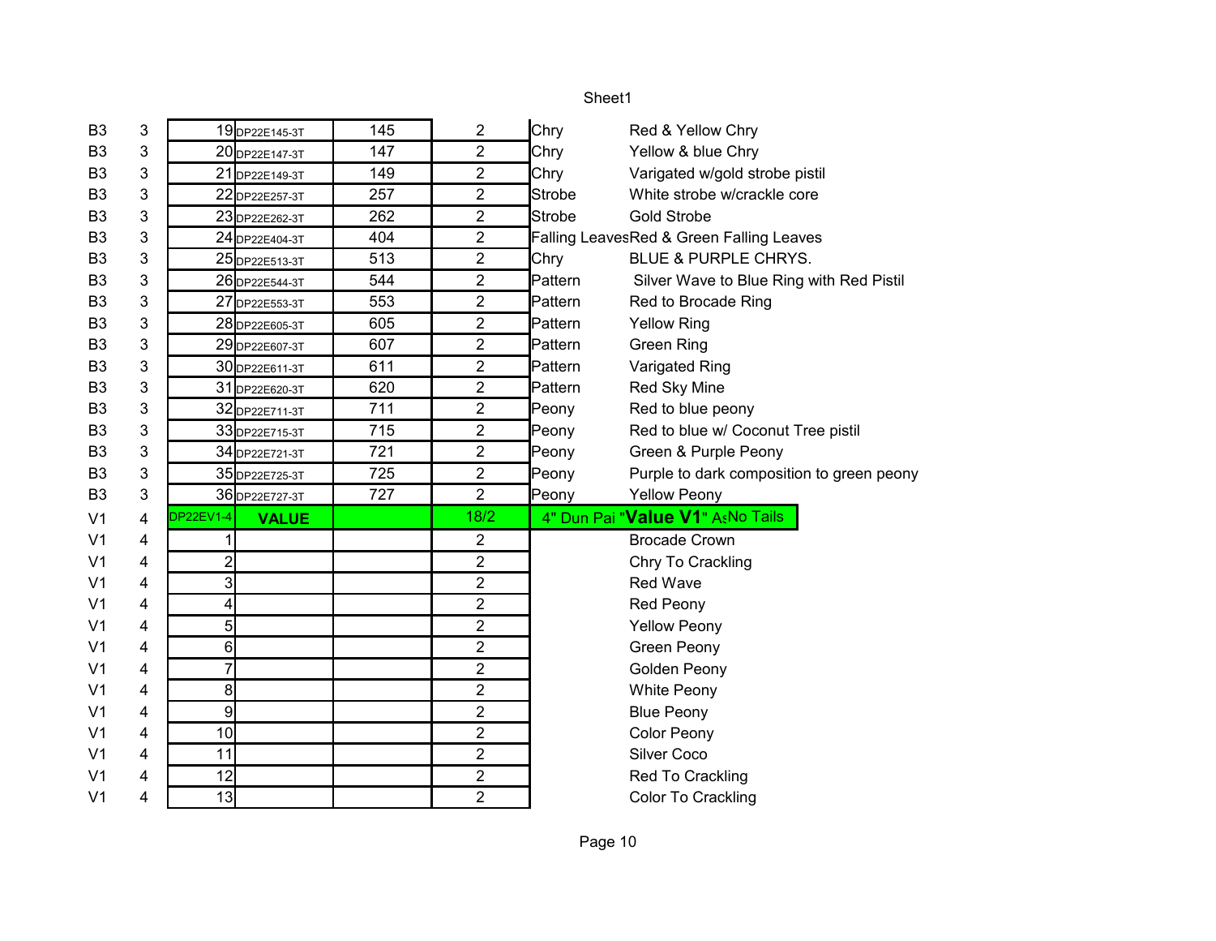| | | | | | | | |
|---|---|---|---|---|---|---|---|
| B3 | 3 | 19 | DP22E145-3T | 145 | 2 | Chry | Red & Yellow Chry |
| B3 | 3 | 20 | DP22E147-3T | 147 | 2 | Chry | Yellow & blue Chry |
| B3 | 3 | 21 | DP22E149-3T | 149 | 2 | Chry | Varigated w/gold strobe pistil |
| B3 | 3 | 22 | DP22E257-3T | 257 | 2 | Strobe | White strobe w/crackle core |
| B3 | 3 | 23 | DP22E262-3T | 262 | 2 | Strobe | Gold Strobe |
| B3 | 3 | 24 | DP22E404-3T | 404 | 2 | Falling Leaves | Red & Green Falling Leaves |
| B3 | 3 | 25 | DP22E513-3T | 513 | 2 | Chry | BLUE & PURPLE CHRYS. |
| B3 | 3 | 26 | DP22E544-3T | 544 | 2 | Pattern | Silver Wave to Blue Ring with Red Pistil |
| B3 | 3 | 27 | DP22E553-3T | 553 | 2 | Pattern | Red to Brocade Ring |
| B3 | 3 | 28 | DP22E605-3T | 605 | 2 | Pattern | Yellow Ring |
| B3 | 3 | 29 | DP22E607-3T | 607 | 2 | Pattern | Green Ring |
| B3 | 3 | 30 | DP22E611-3T | 611 | 2 | Pattern | Varigated Ring |
| B3 | 3 | 31 | DP22E620-3T | 620 | 2 | Pattern | Red Sky Mine |
| B3 | 3 | 32 | DP22E711-3T | 711 | 2 | Peony | Red to blue peony |
| B3 | 3 | 33 | DP22E715-3T | 715 | 2 | Peony | Red to blue w/ Coconut Tree pistil |
| B3 | 3 | 34 | DP22E721-3T | 721 | 2 | Peony | Green & Purple Peony |
| B3 | 3 | 35 | DP22E725-3T | 725 | 2 | Peony | Purple to dark composition to green peony |
| B3 | 3 | 36 | DP22E727-3T | 727 | 2 | Peony | Yellow Peony |
| V1 | 4 | DP22EV1-4 | **VALUE** | | 18/2 | 4" Dun Pai "**Value V1**" As | No Tails |
| V1 | 4 | 1 | | | 2 | | Brocade Crown |
| V1 | 4 | 2 | | | 2 | | Chry To Crackling |
| V1 | 4 | 3 | | | 2 | | Red Wave |
| V1 | 4 | 4 | | | 2 | | Red Peony |
| V1 | 4 | 5 | | | 2 | | Yellow Peony |
| V1 | 4 | 6 | | | 2 | | Green Peony |
| V1 | 4 | 7 | | | 2 | | Golden Peony |
| V1 | 4 | 8 | | | 2 | | White Peony |
| V1 | 4 | 9 | | | 2 | | Blue Peony |
| V1 | 4 | 10 | | | 2 | | Color Peony |
| V1 | 4 | 11 | | | 2 | | Silver Coco |
| V1 | 4 | 12 | | | 2 | | Red To Crackling |
| V1 | 4 | 13 | | | 2 | | Color To Crackling |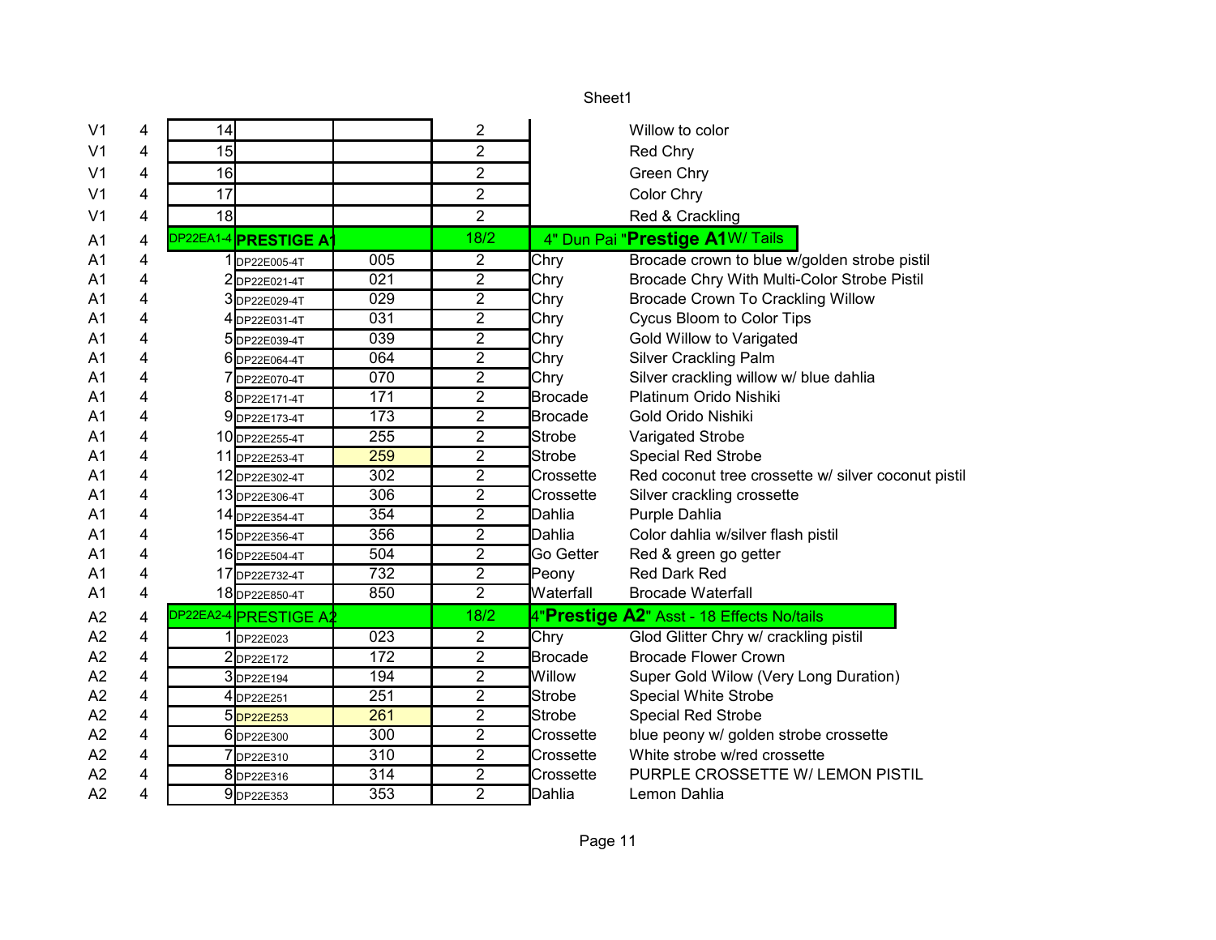Sheet1

| | | | | | | | |
|---|---|---|---|---|---|---|---|
| V1 | 4 | 14 | | | 2 | | Willow to color |
| V1 | 4 | 15 | | | 2 | | Red Chry |
| V1 | 4 | 16 | | | 2 | | Green Chry |
| V1 | 4 | 17 | | | 2 | | Color Chry |
| V1 | 4 | 18 | | | 2 | | Red & Crackling |
| A1 | 4 | DP22EA1-4 | **PRESTIGE A1** | | 18/2 | 4" Dun Pai "**Prestige A1** W/ Tails | |
| A1 | 4 | 1 | DP22E005-4T | 005 | 2 | Chry | Brocade crown to blue w/golden strobe pistil |
| A1 | 4 | 2 | DP22E021-4T | 021 | 2 | Chry | Brocade Chry With Multi-Color Strobe Pistil |
| A1 | 4 | 3 | DP22E029-4T | 029 | 2 | Chry | Brocade Crown To Crackling Willow |
| A1 | 4 | 4 | DP22E031-4T | 031 | 2 | Chry | Cycus Bloom to Color Tips |
| A1 | 4 | 5 | DP22E039-4T | 039 | 2 | Chry | Gold Willow to Varigated |
| A1 | 4 | 6 | DP22E064-4T | 064 | 2 | Chry | Silver Crackling Palm |
| A1 | 4 | 7 | DP22E070-4T | 070 | 2 | Chry | Silver crackling willow w/ blue dahlia |
| A1 | 4 | 8 | DP22E171-4T | 171 | 2 | Brocade | Platinum Orido Nishiki |
| A1 | 4 | 9 | DP22E173-4T | 173 | 2 | Brocade | Gold Orido Nishiki |
| A1 | 4 | 10 | DP22E255-4T | 255 | 2 | Strobe | Varigated Strobe |
| A1 | 4 | 11 | DP22E253-4T | 259 | 2 | Strobe | Special Red Strobe |
| A1 | 4 | 12 | DP22E302-4T | 302 | 2 | Crossette | Red coconut tree crossette w/ silver coconut pistil |
| A1 | 4 | 13 | DP22E306-4T | 306 | 2 | Crossette | Silver crackling crossette |
| A1 | 4 | 14 | DP22E354-4T | 354 | 2 | Dahlia | Purple Dahlia |
| A1 | 4 | 15 | DP22E356-4T | 356 | 2 | Dahlia | Color dahlia w/silver flash pistil |
| A1 | 4 | 16 | DP22E504-4T | 504 | 2 | Go Getter | Red & green go getter |
| A1 | 4 | 17 | DP22E732-4T | 732 | 2 | Peony | Red Dark Red |
| A1 | 4 | 18 | DP22E850-4T | 850 | 2 | Waterfall | Brocade Waterfall |
| A2 | 4 | DP22EA2-4 | PRESTIGE A2 | | 18/2 | 4"**Prestige A2**" Asst - 18 Effects No/tails | |
| A2 | 4 | 1 | DP22E023 | 023 | 2 | Chry | Glod Glitter Chry w/ crackling pistil |
| A2 | 4 | 2 | DP22E172 | 172 | 2 | Brocade | Brocade Flower Crown |
| A2 | 4 | 3 | DP22E194 | 194 | 2 | Willow | Super Gold Wilow (Very Long Duration) |
| A2 | 4 | 4 | DP22E251 | 251 | 2 | Strobe | Special White Strobe |
| A2 | 4 | 5 | DP22E253 | 261 | 2 | Strobe | Special Red Strobe |
| A2 | 4 | 6 | DP22E300 | 300 | 2 | Crossette | blue peony w/ golden strobe crossette |
| A2 | 4 | 7 | DP22E310 | 310 | 2 | Crossette | White strobe w/red crossette |
| A2 | 4 | 8 | DP22E316 | 314 | 2 | Crossette | PURPLE CROSSETTE W/ LEMON PISTIL |
| A2 | 4 | 9 | DP22E353 | 353 | 2 | Dahlia | Lemon Dahlia |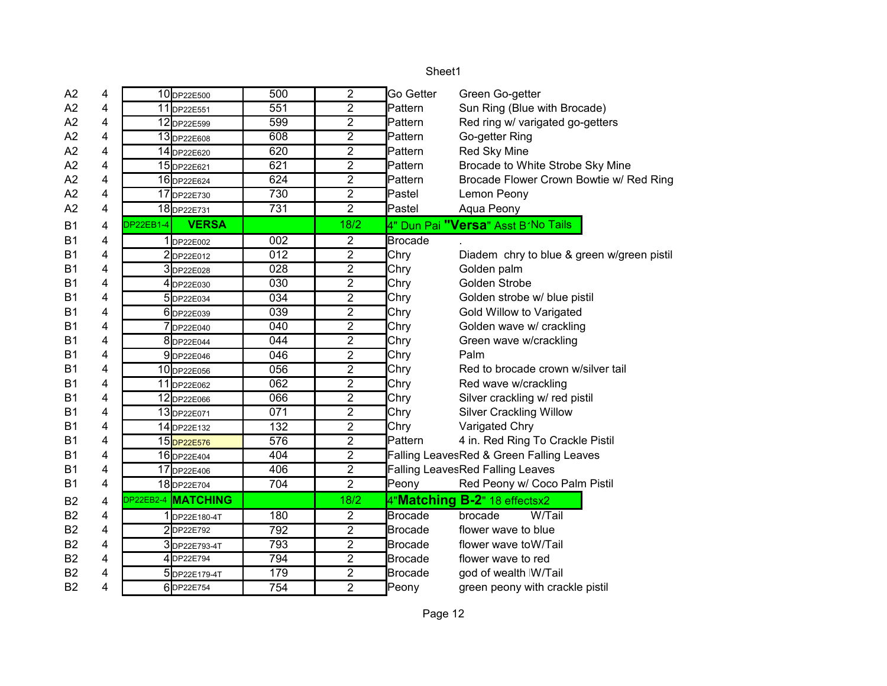Sheet1

| | | | | | | | |
|---|---|---|---|---|---|---|---|
| A2 | 4 | 10 | DP22E500 | 500 | 2 | Go Getter | Green Go-getter |
| A2 | 4 | 11 | DP22E551 | 551 | 2 | Pattern | Sun Ring (Blue with Brocade) |
| A2 | 4 | 12 | DP22E599 | 599 | 2 | Pattern | Red ring w/ varigated go-getters |
| A2 | 4 | 13 | DP22E608 | 608 | 2 | Pattern | Go-getter Ring |
| A2 | 4 | 14 | DP22E620 | 620 | 2 | Pattern | Red Sky Mine |
| A2 | 4 | 15 | DP22E621 | 621 | 2 | Pattern | Brocade to White Strobe Sky Mine |
| A2 | 4 | 16 | DP22E624 | 624 | 2 | Pattern | Brocade Flower Crown Bowtie w/ Red Ring |
| A2 | 4 | 17 | DP22E730 | 730 | 2 | Pastel | Lemon Peony |
| A2 | 4 | 18 | DP22E731 | 731 | 2 | Pastel | Aqua Peony |
| B1 | 4 | DP22EB1-4 | **VERSA** | | 18/2 | 4" Dun Pai **"Versa"** Asst B1 No Tails | |
| B1 | 4 | 1 | DP22E002 | 002 | 2 | Brocade | . |
| B1 | 4 | 2 | DP22E012 | 012 | 2 | Chry | Diadem chry to blue & green w/green pistil |
| B1 | 4 | 3 | DP22E028 | 028 | 2 | Chry | Golden palm |
| B1 | 4 | 4 | DP22E030 | 030 | 2 | Chry | Golden Strobe |
| B1 | 4 | 5 | DP22E034 | 034 | 2 | Chry | Golden strobe w/ blue pistil |
| B1 | 4 | 6 | DP22E039 | 039 | 2 | Chry | Gold Willow to Varigated |
| B1 | 4 | 7 | DP22E040 | 040 | 2 | Chry | Golden wave w/ crackling |
| B1 | 4 | 8 | DP22E044 | 044 | 2 | Chry | Green wave w/crackling |
| B1 | 4 | 9 | DP22E046 | 046 | 2 | Chry | Palm |
| B1 | 4 | 10 | DP22E056 | 056 | 2 | Chry | Red to brocade crown w/silver tail |
| B1 | 4 | 11 | DP22E062 | 062 | 2 | Chry | Red wave w/crackling |
| B1 | 4 | 12 | DP22E066 | 066 | 2 | Chry | Silver crackling w/ red pistil |
| B1 | 4 | 13 | DP22E071 | 071 | 2 | Chry | Silver Crackling Willow |
| B1 | 4 | 14 | DP22E132 | 132 | 2 | Chry | Varigated Chry |
| B1 | 4 | 15 | DP22E576 | 576 | 2 | Pattern | 4 in. Red Ring To Crackle Pistil |
| B1 | 4 | 16 | DP22E404 | 404 | 2 | Falling Leaves | Red & Green Falling Leaves |
| B1 | 4 | 17 | DP22E406 | 406 | 2 | Falling Leaves | Red Falling Leaves |
| B1 | 4 | 18 | DP22E704 | 704 | 2 | Peony | Red Peony w/ Coco Palm Pistil |
| B2 | 4 | DP22EB2-4 | **MATCHING** | | 18/2 | 4"**Matching B-2**" 18 effectsx2 | |
| B2 | 4 | 1 | DP22E180-4T | 180 | 2 | Brocade | brocade W/Tail |
| B2 | 4 | 2 | DP22E792 | 792 | 2 | Brocade | flower wave to blue |
| B2 | 4 | 3 | DP22E793-4T | 793 | 2 | Brocade | flower wave toW/Tail |
| B2 | 4 | 4 | DP22E794 | 794 | 2 | Brocade | flower wave to red |
| B2 | 4 | 5 | DP22E179-4T | 179 | 2 | Brocade | god of wealth W/Tail |
| B2 | 4 | 6 | DP22E754 | 754 | 2 | Peony | green peony with crackle pistil |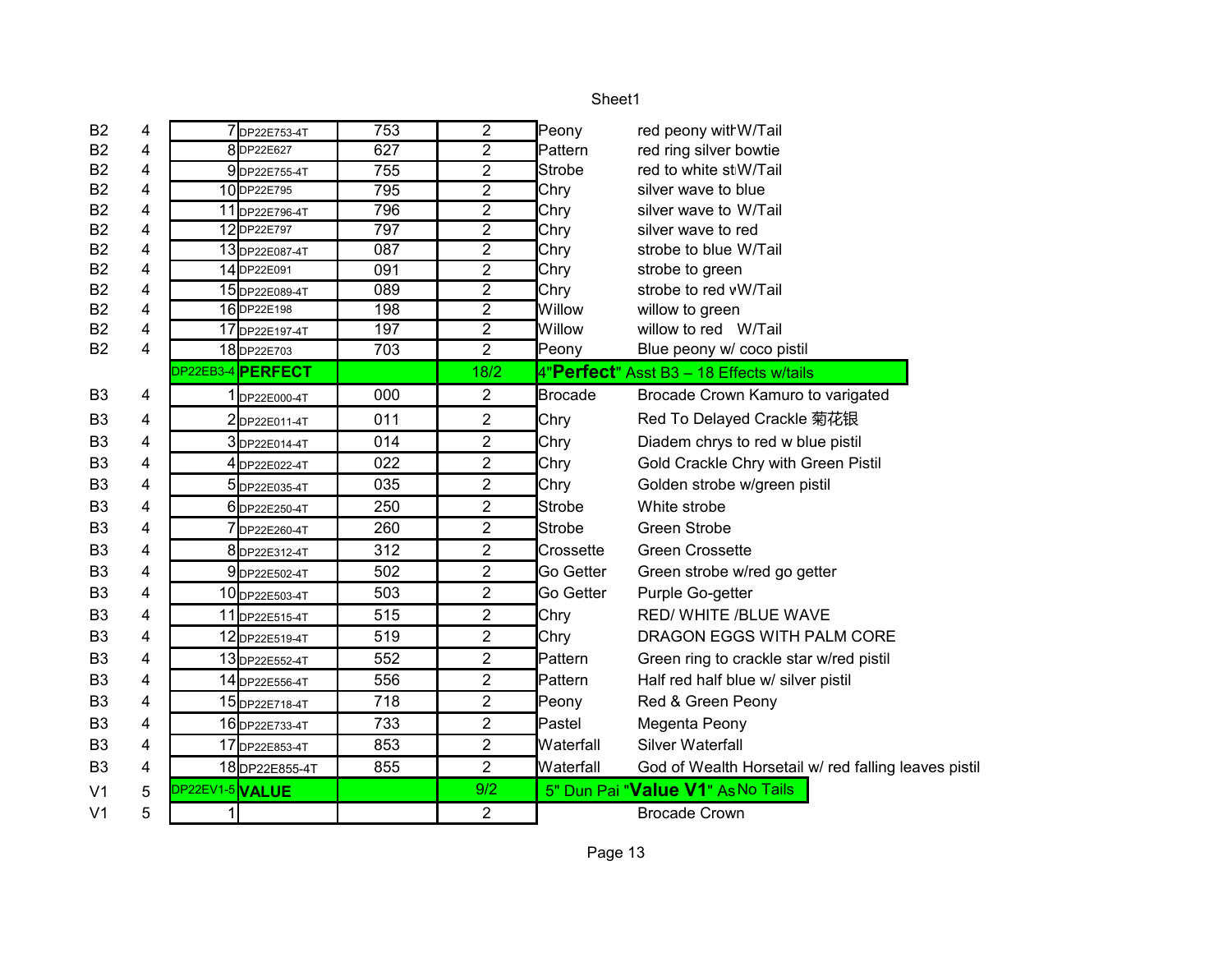| | | | | | | | |
|---|---|---|---|---|---|---|---|
| B2 | 4 | 7 | DP22E753-4T | 753 | 2 | Peony | red peony witł W/Tail |
| B2 | 4 | 8 | DP22E627 | 627 | 2 | Pattern | red ring silver bowtie |
| B2 | 4 | 9 | DP22E755-4T | 755 | 2 | Strobe | red to white st W/Tail |
| B2 | 4 | 10 | DP22E795 | 795 | 2 | Chry | silver wave to blue |
| B2 | 4 | 11 | DP22E796-4T | 796 | 2 | Chry | silver wave to W/Tail |
| B2 | 4 | 12 | DP22E797 | 797 | 2 | Chry | silver wave to red |
| B2 | 4 | 13 | DP22E087-4T | 087 | 2 | Chry | strobe to blue W/Tail |
| B2 | 4 | 14 | DP22E091 | 091 | 2 | Chry | strobe to green |
| B2 | 4 | 15 | DP22E089-4T | 089 | 2 | Chry | strobe to red vW/Tail |
| B2 | 4 | 16 | DP22E198 | 198 | 2 | Willow | willow to green |
| B2 | 4 | 17 | DP22E197-4T | 197 | 2 | Willow | willow to red W/Tail |
| B2 | 4 | 18 | DP22E703 | 703 | 2 | Peony | Blue peony w/ coco pistil |
| | | DP22EB3-4 | **PERFECT** | | 18/2 | 4"**Perfect**" Asst B3 – 18 Effects w/tails | |
| B3 | 4 | 1 | DP22E000-4T | 000 | 2 | Brocade | Brocade Crown Kamuro to varigated |
| B3 | 4 | 2 | DP22E011-4T | 011 | 2 | Chry | Red To Delayed Crackle 菊花银 |
| B3 | 4 | 3 | DP22E014-4T | 014 | 2 | Chry | Diadem chrys to red w blue pistil |
| B3 | 4 | 4 | DP22E022-4T | 022 | 2 | Chry | Gold Crackle Chry with Green Pistil |
| B3 | 4 | 5 | DP22E035-4T | 035 | 2 | Chry | Golden strobe w/green pistil |
| B3 | 4 | 6 | DP22E250-4T | 250 | 2 | Strobe | White strobe |
| B3 | 4 | 7 | DP22E260-4T | 260 | 2 | Strobe | Green Strobe |
| B3 | 4 | 8 | DP22E312-4T | 312 | 2 | Crossette | Green Crossette |
| B3 | 4 | 9 | DP22E502-4T | 502 | 2 | Go Getter | Green strobe w/red go getter |
| B3 | 4 | 10 | DP22E503-4T | 503 | 2 | Go Getter | Purple Go-getter |
| B3 | 4 | 11 | DP22E515-4T | 515 | 2 | Chry | RED/ WHITE /BLUE WAVE |
| B3 | 4 | 12 | DP22E519-4T | 519 | 2 | Chry | DRAGON EGGS WITH PALM CORE |
| B3 | 4 | 13 | DP22E552-4T | 552 | 2 | Pattern | Green ring to crackle star w/red pistil |
| B3 | 4 | 14 | DP22E556-4T | 556 | 2 | Pattern | Half red half blue w/ silver pistil |
| B3 | 4 | 15 | DP22E718-4T | 718 | 2 | Peony | Red & Green Peony |
| B3 | 4 | 16 | DP22E733-4T | 733 | 2 | Pastel | Megenta Peony |
| B3 | 4 | 17 | DP22E853-4T | 853 | 2 | Waterfall | Silver Waterfall |
| B3 | 4 | 18 | DP22E855-4T | 855 | 2 | Waterfall | God of Wealth Horsetail w/ red falling leaves pistil |
| | | DP22EV1-5 | **VALUE** | | 9/2 | 5" Dun Pai "**Value V1**" As No Tails | |
| V1 | 5 | 1 | | | 2 | | Brocade Crown |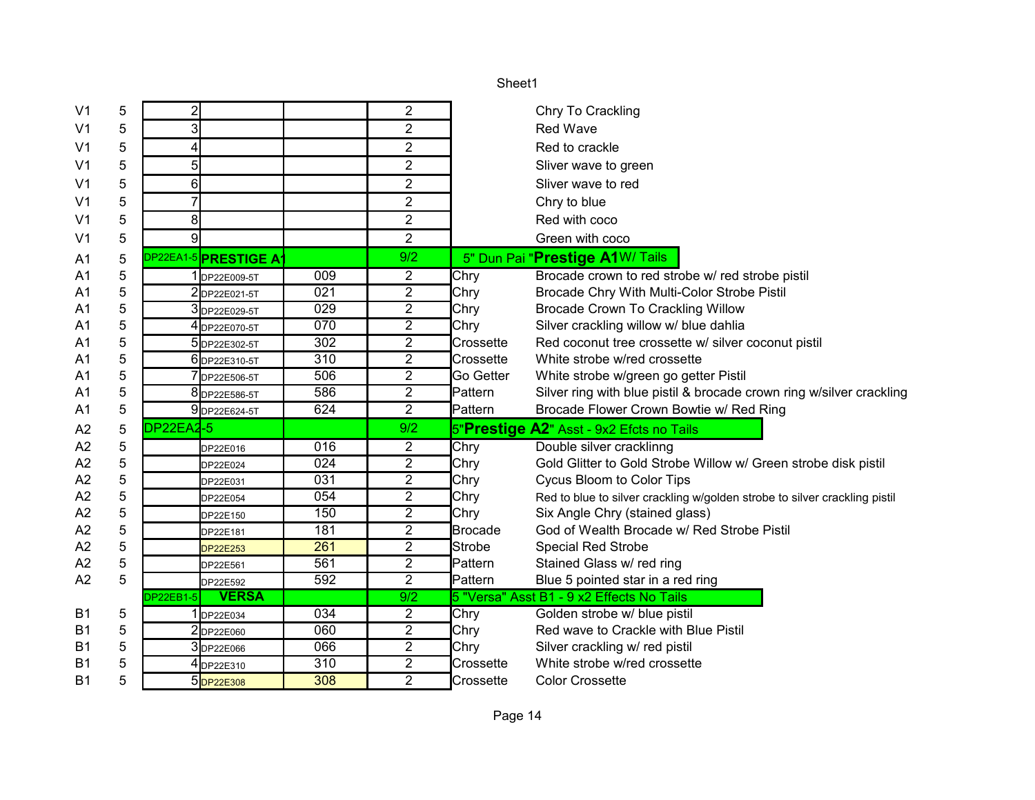| | | | | | | | |
|---|---|---|---|---|---|---|---|
| V1 | 5 | 2 | | | 2 | | Chry To Crackling |
| V1 | 5 | 3 | | | 2 | | Red Wave |
| V1 | 5 | 4 | | | 2 | | Red to crackle |
| V1 | 5 | 5 | | | 2 | | Sliver wave to green |
| V1 | 5 | 6 | | | 2 | | Sliver wave to red |
| V1 | 5 | 7 | | | 2 | | Chry to blue |
| V1 | 5 | 8 | | | 2 | | Red with coco |
| V1 | 5 | 9 | | | 2 | | Green with coco |
| A1 | 5 | DP22EA1-5 | **PRESTIGE A1** | | 9/2 | 5" Dun Pai "**Prestige A1** W/ Tails | |
| A1 | 5 | 1 | DP22E009-5T | 009 | 2 | Chry | Brocade crown to red strobe w/ red strobe pistil |
| A1 | 5 | 2 | DP22E021-5T | 021 | 2 | Chry | Brocade Chry With Multi-Color Strobe Pistil |
| A1 | 5 | 3 | DP22E029-5T | 029 | 2 | Chry | Brocade Crown To Crackling Willow |
| A1 | 5 | 4 | DP22E070-5T | 070 | 2 | Chry | Silver crackling willow w/ blue dahlia |
| A1 | 5 | 5 | DP22E302-5T | 302 | 2 | Crossette | Red coconut tree crossette w/ silver coconut pistil |
| A1 | 5 | 6 | DP22E310-5T | 310 | 2 | Crossette | White strobe w/red crossette |
| A1 | 5 | 7 | DP22E506-5T | 506 | 2 | Go Getter | White strobe w/green go getter Pistil |
| A1 | 5 | 8 | DP22E586-5T | 586 | 2 | Pattern | Silver ring with blue pistil & brocade crown ring w/silver crackling |
| A1 | 5 | 9 | DP22E624-5T | 624 | 2 | Pattern | Brocade Flower Crown Bowtie w/ Red Ring |
| A2 | 5 | DP22EA2-5 | | | 9/2 | 5"**Prestige A2**" Asst - 9x2 Efcts no Tails | |
| A2 | 5 | | DP22E016 | 016 | 2 | Chry | Double silver cracklinng |
| A2 | 5 | | DP22E024 | 024 | 2 | Chry | Gold Glitter to Gold Strobe Willow w/ Green strobe disk pistil |
| A2 | 5 | | DP22E031 | 031 | 2 | Chry | Cycus Bloom to Color Tips |
| A2 | 5 | | DP22E054 | 054 | 2 | Chry | Red to blue to silver crackling w/golden strobe to silver crackling pistil |
| A2 | 5 | | DP22E150 | 150 | 2 | Chry | Six Angle Chry (stained glass) |
| A2 | 5 | | DP22E181 | 181 | 2 | Brocade | God of Wealth Brocade w/ Red Strobe Pistil |
| A2 | 5 | | DP22E253 | 261 | 2 | Strobe | Special Red Strobe |
| A2 | 5 | | DP22E561 | 561 | 2 | Pattern | Stained Glass w/ red ring |
| A2 | 5 | | DP22E592 | 592 | 2 | Pattern | Blue 5 pointed star in a red ring |
| | | DP22EB1-5 | **VERSA** | | 9/2 | 5 "Versa" Asst B1 - 9 x2 Effects No Tails | |
| B1 | 5 | 1 | DP22E034 | 034 | 2 | Chry | Golden strobe w/ blue pistil |
| B1 | 5 | 2 | DP22E060 | 060 | 2 | Chry | Red wave to Crackle with Blue Pistil |
| B1 | 5 | 3 | DP22E066 | 066 | 2 | Chry | Silver crackling w/ red pistil |
| B1 | 5 | 4 | DP22E310 | 310 | 2 | Crossette | White strobe w/red crossette |
| B1 | 5 | 5 | DP22E308 | 308 | 2 | Crossette | Color Crossette |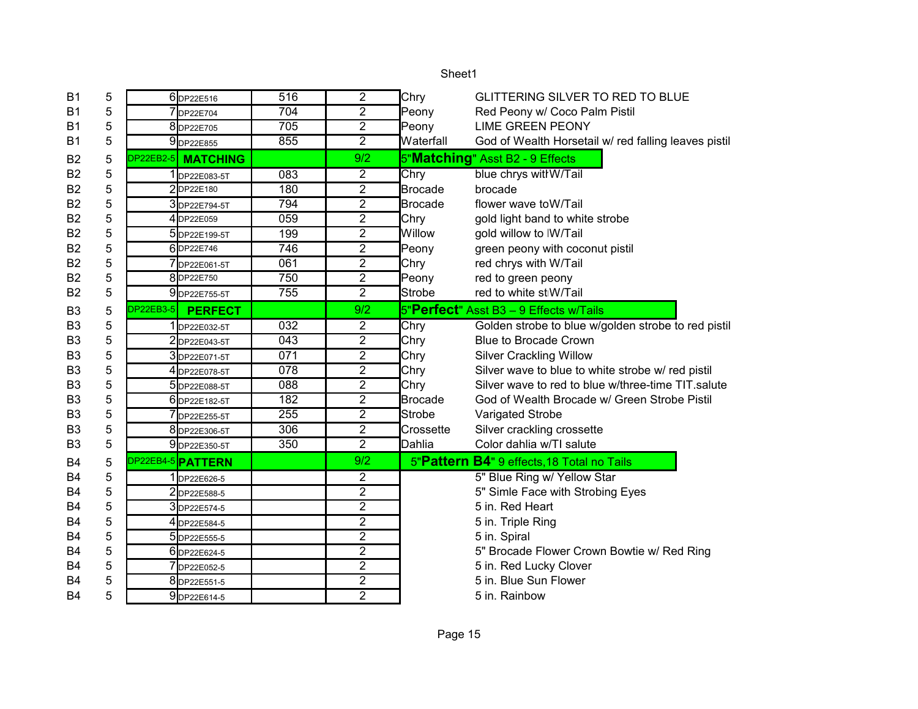Sheet1

| | | | | | | | |
|---|---|---|---|---|---|---|---|
| B1 | 5 | 6 | DP22E516 | 516 | 2 | Chry | GLITTERING SILVER TO RED TO BLUE |
| B1 | 5 | 7 | DP22E704 | 704 | 2 | Peony | Red Peony w/ Coco Palm Pistil |
| B1 | 5 | 8 | DP22E705 | 705 | 2 | Peony | LIME GREEN PEONY |
| B1 | 5 | 9 | DP22E855 | 855 | 2 | Waterfall | God of Wealth Horsetail w/ red falling leaves pistil |
| B2 | 5 | DP22EB2-5 | **MATCHING** | | 9/2 | 5"**Matching**" Asst B2 - 9 Effects | |
| B2 | 5 | 1 | DP22E083-5T | 083 | 2 | Chry | blue chrys witłW/Tail |
| B2 | 5 | 2 | DP22E180 | 180 | 2 | Brocade | brocade |
| B2 | 5 | 3 | DP22E794-5T | 794 | 2 | Brocade | flower wave toW/Tail |
| B2 | 5 | 4 | DP22E059 | 059 | 2 | Chry | gold light band to white strobe |
| B2 | 5 | 5 | DP22E199-5T | 199 | 2 | Willow | gold willow to lW/Tail |
| B2 | 5 | 6 | DP22E746 | 746 | 2 | Peony | green peony with coconut pistil |
| B2 | 5 | 7 | DP22E061-5T | 061 | 2 | Chry | red chrys with W/Tail |
| B2 | 5 | 8 | DP22E750 | 750 | 2 | Peony | red to green peony |
| B2 | 5 | 9 | DP22E755-5T | 755 | 2 | Strobe | red to white stW/Tail |
| B3 | 5 | DP22EB3-5 | **PERFECT** | | 9/2 | 5"**Perfect**" Asst B3 – 9 Effects w/Tails | |
| B3 | 5 | 1 | DP22E032-5T | 032 | 2 | Chry | Golden strobe to blue w/golden strobe to red pistil |
| B3 | 5 | 2 | DP22E043-5T | 043 | 2 | Chry | Blue to Brocade Crown |
| B3 | 5 | 3 | DP22E071-5T | 071 | 2 | Chry | Silver Crackling Willow |
| B3 | 5 | 4 | DP22E078-5T | 078 | 2 | Chry | Silver wave to blue to white strobe w/ red pistil |
| B3 | 5 | 5 | DP22E088-5T | 088 | 2 | Chry | Silver wave to red to blue w/three-time TIT.salute |
| B3 | 5 | 6 | DP22E182-5T | 182 | 2 | Brocade | God of Wealth Brocade w/ Green Strobe Pistil |
| B3 | 5 | 7 | DP22E255-5T | 255 | 2 | Strobe | Varigated Strobe |
| B3 | 5 | 8 | DP22E306-5T | 306 | 2 | Crossette | Silver crackling crossette |
| B3 | 5 | 9 | DP22E350-5T | 350 | 2 | Dahlia | Color dahlia w/TI salute |
| B4 | 5 | DP22EB4-5 | **PATTERN** | | 9/2 | 5"**Pattern B4**" 9 effects,18 Total no Tails | |
| B4 | 5 | 1 | DP22E626-5 | | 2 | | 5" Blue Ring w/ Yellow Star |
| B4 | 5 | 2 | DP22E588-5 | | 2 | | 5" Simle Face with Strobing Eyes |
| B4 | 5 | 3 | DP22E574-5 | | 2 | | 5 in. Red Heart |
| B4 | 5 | 4 | DP22E584-5 | | 2 | | 5 in. Triple Ring |
| B4 | 5 | 5 | DP22E555-5 | | 2 | | 5 in. Spiral |
| B4 | 5 | 6 | DP22E624-5 | | 2 | | 5" Brocade Flower Crown Bowtie w/ Red Ring |
| B4 | 5 | 7 | DP22E052-5 | | 2 | | 5 in. Red Lucky Clover |
| B4 | 5 | 8 | DP22E551-5 | | 2 | | 5 in. Blue Sun Flower |
| B4 | 5 | 9 | DP22E614-5 | | 2 | | 5 in. Rainbow |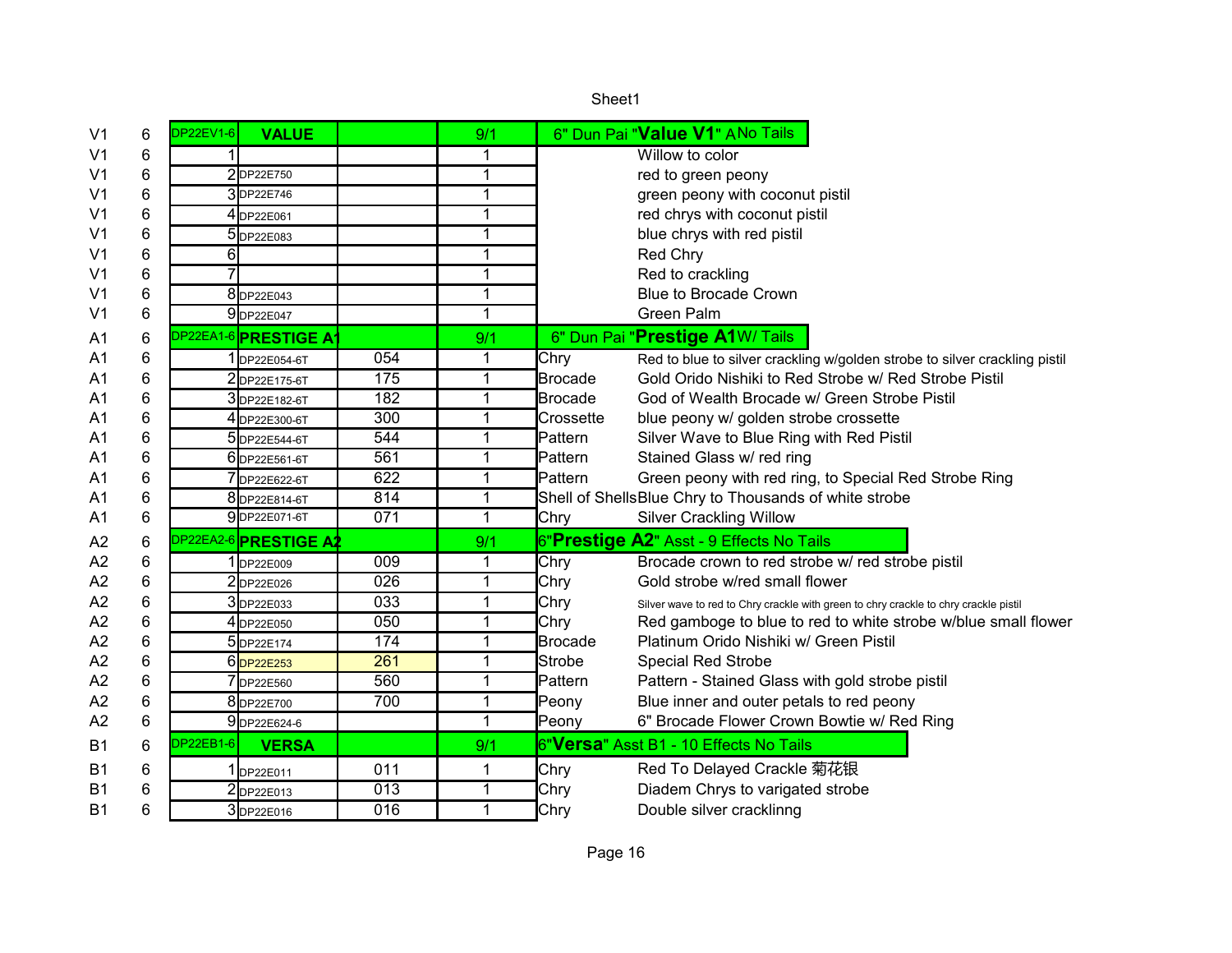Sheet1

| | | | | | | | |
|---|---|---|---|---|---|---|---|
| V1 | 6 | DP22EV1-6 | **VALUE** | | 9/1 | 6" Dun Pai "**Value V1**" A No Tails | |
| V1 | 6 | 1 | | | 1 | | Willow to color |
| V1 | 6 | 2 | DP22E750 | | 1 | | red to green peony |
| V1 | 6 | 3 | DP22E746 | | 1 | | green peony with coconut pistil |
| V1 | 6 | 4 | DP22E061 | | 1 | | red chrys with coconut pistil |
| V1 | 6 | 5 | DP22E083 | | 1 | | blue chrys with red pistil |
| V1 | 6 | 6 | | | 1 | | Red Chry |
| V1 | 6 | 7 | | | 1 | | Red to crackling |
| V1 | 6 | 8 | DP22E043 | | 1 | | Blue to Brocade Crown |
| V1 | 6 | 9 | DP22E047 | | 1 | | Green Palm |
| A1 | 6 | DP22EA1-6 | **PRESTIGE A1** | | 9/1 | 6" Dun Pai "**Prestige A1** W/ Tails | |
| A1 | 6 | 1 | DP22E054-6T | 054 | 1 | Chry | Red to blue to silver crackling w/golden strobe to silver crackling pistil |
| A1 | 6 | 2 | DP22E175-6T | 175 | 1 | Brocade | Gold Orido Nishiki to Red Strobe w/ Red Strobe Pistil |
| A1 | 6 | 3 | DP22E182-6T | 182 | 1 | Brocade | God of Wealth Brocade w/ Green Strobe Pistil |
| A1 | 6 | 4 | DP22E300-6T | 300 | 1 | Crossette | blue peony w/ golden strobe crossette |
| A1 | 6 | 5 | DP22E544-6T | 544 | 1 | Pattern | Silver Wave to Blue Ring with Red Pistil |
| A1 | 6 | 6 | DP22E561-6T | 561 | 1 | Pattern | Stained Glass w/ red ring |
| A1 | 6 | 7 | DP22E622-6T | 622 | 1 | Pattern | Green peony with red ring, to Special Red Strobe Ring |
| A1 | 6 | 8 | DP22E814-6T | 814 | 1 | Shell of Shells | Blue Chry to Thousands of white strobe |
| A1 | 6 | 9 | DP22E071-6T | 071 | 1 | Chry | Silver Crackling Willow |
| A2 | 6 | DP22EA2-6 | **PRESTIGE A2** | | 9/1 | 6"**Prestige A2**" Asst - 9 Effects No Tails | |
| A2 | 6 | 1 | DP22E009 | 009 | 1 | Chry | Brocade crown to red strobe w/ red strobe pistil |
| A2 | 6 | 2 | DP22E026 | 026 | 1 | Chry | Gold strobe w/red small flower |
| A2 | 6 | 3 | DP22E033 | 033 | 1 | Chry | Silver wave to red to Chry crackle with green to chry crackle to chry crackle pistil |
| A2 | 6 | 4 | DP22E050 | 050 | 1 | Chry | Red gamboge to blue to red to white strobe w/blue small flower |
| A2 | 6 | 5 | DP22E174 | 174 | 1 | Brocade | Platinum Orido Nishiki w/ Green Pistil |
| A2 | 6 | 6 | DP22E253 | 261 | 1 | Strobe | Special Red Strobe |
| A2 | 6 | 7 | DP22E560 | 560 | 1 | Pattern | Pattern - Stained Glass with gold strobe pistil |
| A2 | 6 | 8 | DP22E700 | 700 | 1 | Peony | Blue inner and outer petals to red peony |
| A2 | 6 | 9 | DP22E624-6 | | 1 | Peony | 6" Brocade Flower Crown Bowtie w/ Red Ring |
| B1 | 6 | DP22EB1-6 | **VERSA** | | 9/1 | 6"**Versa**" Asst B1 - 10 Effects No Tails | |
| B1 | 6 | 1 | DP22E011 | 011 | 1 | Chry | Red To Delayed Crackle 菊花银 |
| B1 | 6 | 2 | DP22E013 | 013 | 1 | Chry | Diadem Chrys to varigated strobe |
| B1 | 6 | 3 | DP22E016 | 016 | 1 | Chry | Double silver cracklinng |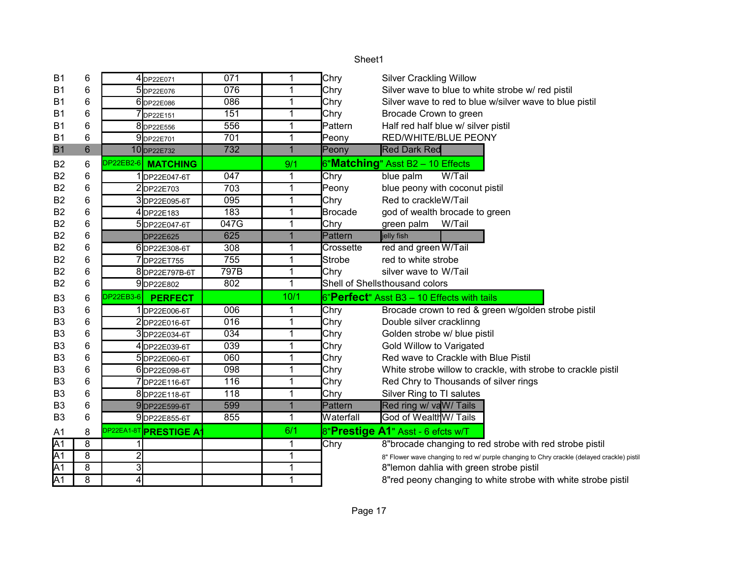Sheet1

| | | | | | | | |
|---|---|---|---|---|---|---|---|
| B1 | 6 | 4 | DP22E071 | 071 | 1 | Chry | Silver Crackling Willow |
| B1 | 6 | 5 | DP22E076 | 076 | 1 | Chry | Silver wave to blue to white strobe w/ red pistil |
| B1 | 6 | 6 | DP22E086 | 086 | 1 | Chry | Silver wave to red to blue w/silver wave to blue pistil |
| B1 | 6 | 7 | DP22E151 | 151 | 1 | Chry | Brocade Crown to green |
| B1 | 6 | 8 | DP22E556 | 556 | 1 | Pattern | Half red half blue w/ silver pistil |
| B1 | 6 | 9 | DP22E701 | 701 | 1 | Peony | RED/WHITE/BLUE PEONY |
| B1 | 6 | 10 | DP22E732 | 732 | 1 | Peony | Red Dark Red |
| B2 | 6 | DP22EB2-6 | **MATCHING** | | 9/1 | 6"**Matching**" Asst B2 – 10 Effects | |
| B2 | 6 | 1 | DP22E047-6T | 047 | 1 | Chry | blue palm W/Tail |
| B2 | 6 | 2 | DP22E703 | 703 | 1 | Peony | blue peony with coconut pistil |
| B2 | 6 | 3 | DP22E095-6T | 095 | 1 | Chry | Red to crackleW/Tail |
| B2 | 6 | 4 | DP22E183 | 183 | 1 | Brocade | god of wealth brocade to green |
| B2 | 6 | 5 | DP22E047-6T | 047G | 1 | Chry | green palm W/Tail |
| B2 | 6 | | DP22E625 | 625 | 1 | Pattern | jelly fish |
| B2 | 6 | 6 | DP22E308-6T | 308 | 1 | Crossette | red and green W/Tail |
| B2 | 6 | 7 | DP22ET755 | 755 | 1 | Strobe | red to white strobe |
| B2 | 6 | 8 | DP22E797B-6T | 797B | 1 | Chry | silver wave to W/Tail |
| B2 | 6 | 9 | DP22E802 | 802 | 1 | Shell of Shells | thousand colors |
| B3 | 6 | DP22EB3-6 | **PERFECT** | | 10/1 | 6"**Perfect**" Asst B3 – 10 Effects with tails | |
| B3 | 6 | 1 | DP22E006-6T | 006 | 1 | Chry | Brocade crown to red & green w/golden strobe pistil |
| B3 | 6 | 2 | DP22E016-6T | 016 | 1 | Chry | Double silver cracklinng |
| B3 | 6 | 3 | DP22E034-6T | 034 | 1 | Chry | Golden strobe w/ blue pistil |
| B3 | 6 | 4 | DP22E039-6T | 039 | 1 | Chry | Gold Willow to Varigated |
| B3 | 6 | 5 | DP22E060-6T | 060 | 1 | Chry | Red wave to Crackle with Blue Pistil |
| B3 | 6 | 6 | DP22E098-6T | 098 | 1 | Chry | White strobe willow to crackle, with strobe to crackle pistil |
| B3 | 6 | 7 | DP22E116-6T | 116 | 1 | Chry | Red Chry to Thousands of silver rings |
| B3 | 6 | 8 | DP22E118-6T | 118 | 1 | Chry | Silver Ring to TI salutes |
| B3 | 6 | 9 | DP22E599-6T | 599 | 1 | Pattern | Red ring w/ va W/ Tails |
| B3 | 6 | 9 | DP22E855-6T | 855 | 1 | Waterfall | God of Wealth W/ Tails |
| A1 | 8 | DP22EA1-8T | **PRESTIGE A1** | | 6/1 | 8"**Prestige A1**" Asst - 6 efcts w/T | |
| A1 | 8 | 1 | | | 1 | Chry | 8"brocade changing to red strobe with red strobe pistil |
| A1 | 8 | 2 | | | 1 | | 8" Flower wave changing to red w/ purple changing to Chry crackle (delayed crackle) pistil |
| A1 | 8 | 3 | | | 1 | | 8"lemon dahlia with green strobe pistil |
| A1 | 8 | 4 | | | 1 | | 8"red peony changing to white strobe with white strobe pistil |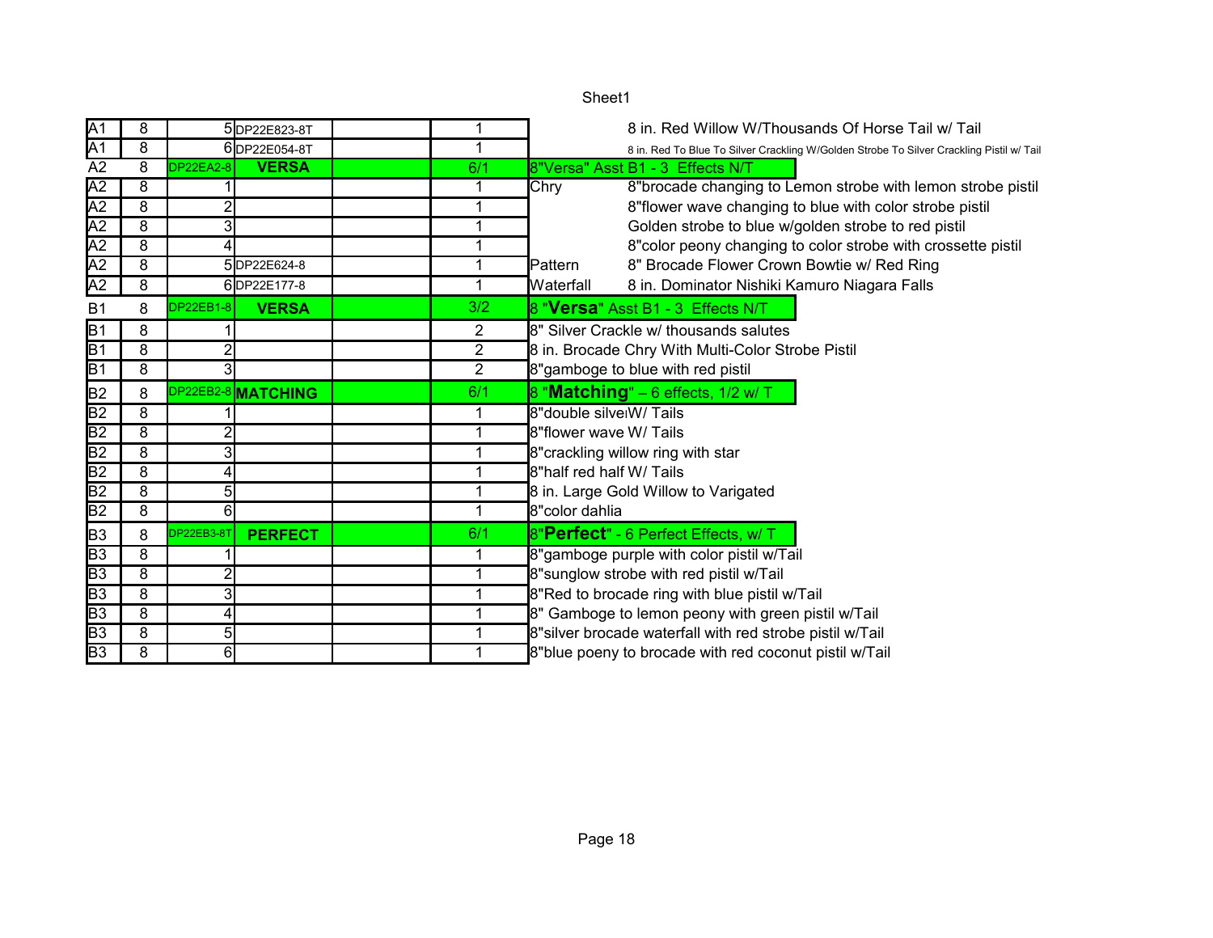| | | | | | | | |
|---|---|---|---|---|---|---|---|
| A1 | 8 | 5 | DP22E823-8T | | 1 | | 8 in. Red Willow W/Thousands Of Horse Tail w/ Tail |
| A1 | 8 | 6 | DP22E054-8T | | 1 | | 8 in. Red To Blue To Silver Crackling W/Golden Strobe To Silver Crackling Pistil w/ Tail |
| A2 | 8 | DP22EA2-8 | **VERSA** | | 6/1 | 8"Versa" Asst B1 - 3 Effects N/T | |
| A2 | 8 | 1 | | | 1 | Chry | 8"brocade changing to Lemon strobe with lemon strobe pistil |
| A2 | 8 | 2 | | | 1 | | 8"flower wave changing to blue with color strobe pistil |
| A2 | 8 | 3 | | | 1 | | Golden strobe to blue w/golden strobe to red pistil |
| A2 | 8 | 4 | | | 1 | | 8"color peony changing to color strobe with crossette pistil |
| A2 | 8 | 5 | DP22E624-8 | | 1 | Pattern | 8" Brocade Flower Crown Bowtie w/ Red Ring |
| A2 | 8 | 6 | DP22E177-8 | | 1 | Waterfall | 8 in. Dominator Nishiki Kamuro Niagara Falls |
| B1 | 8 | DP22EB1-8 | **VERSA** | | 3/2 | 8 "**Versa**" Asst B1 - 3 Effects N/T | |
| B1 | 8 | 1 | | | 2 | 8" Silver Crackle w/ thousands salutes | |
| B1 | 8 | 2 | | | 2 | 8 in. Brocade Chry With Multi-Color Strobe Pistil | |
| B1 | 8 | 3 | | | 2 | 8"gamboge to blue with red pistil | |
| B2 | 8 | DP22EB2-8 | **MATCHING** | | 6/1 | 8 "**Matching**" – 6 effects, 1/2 w/ T | |
| B2 | 8 | 1 | | | 1 | 8"double silveı W/ Tails | |
| B2 | 8 | 2 | | | 1 | 8"flower wave W/ Tails | |
| B2 | 8 | 3 | | | 1 | 8"crackling willow ring with star | |
| B2 | 8 | 4 | | | 1 | 8"half red half W/ Tails | |
| B2 | 8 | 5 | | | 1 | 8 in. Large Gold Willow to Varigated | |
| B2 | 8 | 6 | | | 1 | 8"color dahlia | |
| B3 | 8 | DP22EB3-8T | **PERFECT** | | 6/1 | 8"**Perfect**" - 6 Perfect Effects, w/ T | |
| B3 | 8 | 1 | | | 1 | 8"gamboge purple with color pistil w/Tail | |
| B3 | 8 | 2 | | | 1 | 8"sunglow strobe with red pistil w/Tail | |
| B3 | 8 | 3 | | | 1 | 8"Red to brocade ring with blue pistil w/Tail | |
| B3 | 8 | 4 | | | 1 | 8" Gamboge to lemon peony with green pistil w/Tail | |
| B3 | 8 | 5 | | | 1 | 8"silver brocade waterfall with red strobe pistil w/Tail | |
| B3 | 8 | 6 | | | 1 | 8"blue poeny to brocade with red coconut pistil w/Tail | |